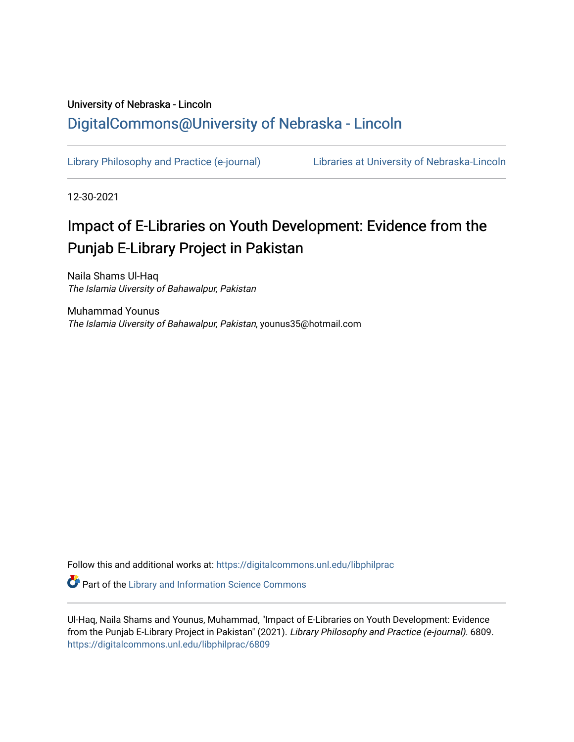University of Nebraska - Lincoln

DigitalCommons@University of Nebraska - Lincoln

Library Philosophy and Practice (e-journal)　　Libraries at University of Nebraska-Lincoln

12-30-2021

# Impact of E-Libraries on Youth Development: Evidence from the Punjab E-Library Project in Pakistan

Naila Shams Ul-Haq
*The Islamia Uiversity of Bahawalpur, Pakistan*

Muhammad Younus
*The Islamia Uiversity of Bahawalpur, Pakistan*, younus35@hotmail.com

Follow this and additional works at: https://digitalcommons.unl.edu/libphilprac

Part of the Library and Information Science Commons

Ul-Haq, Naila Shams and Younus, Muhammad, "Impact of E-Libraries on Youth Development: Evidence from the Punjab E-Library Project in Pakistan" (2021). *Library Philosophy and Practice (e-journal)*. 6809.
https://digitalcommons.unl.edu/libphilprac/6809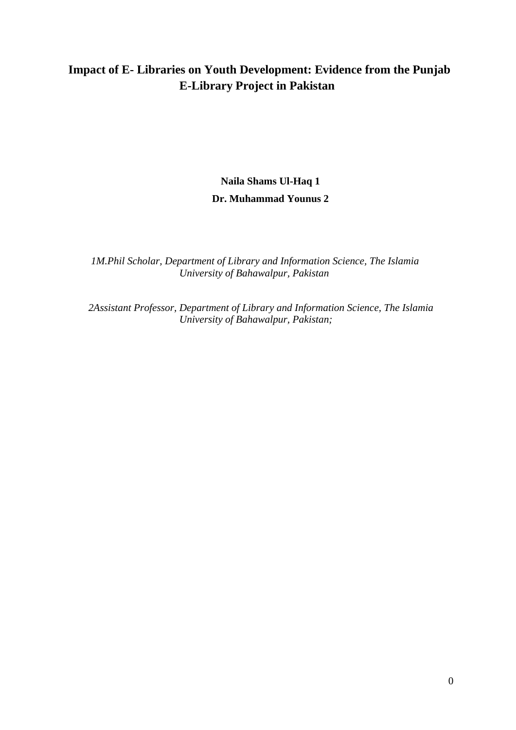# Impact of E- Libraries on Youth Development: Evidence from the Punjab E-Library Project in Pakistan

**Naila Shams Ul-Haq [1]**

**Dr. Muhammad Younus [2]**

*[1]M.Phil Scholar, Department of Library and Information Science, The Islamia University of Bahawalpur, Pakistan*

*[2]Assistant Professor, Department of Library and Information Science, The Islamia University of Bahawalpur, Pakistan;*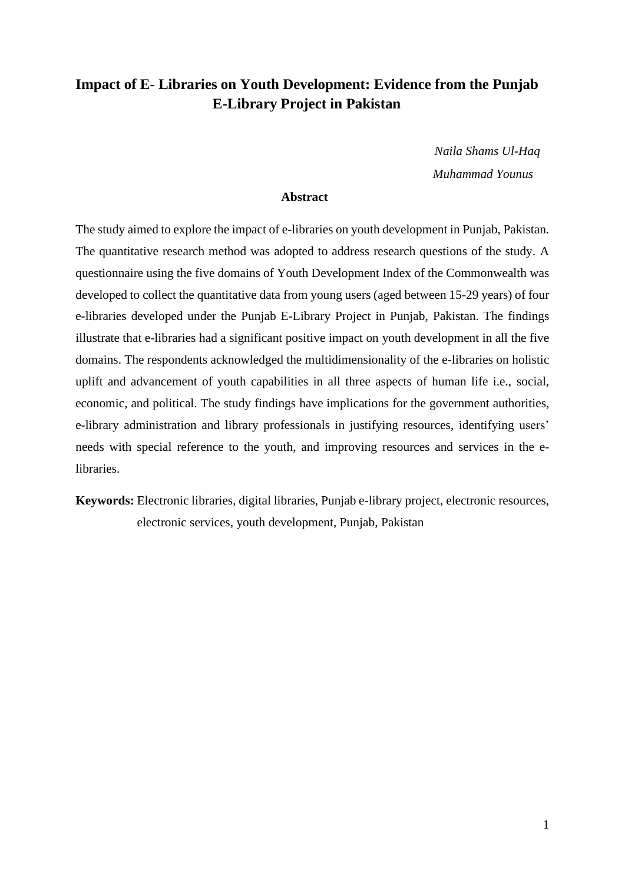# Impact of E- Libraries on Youth Development: Evidence from the Punjab E-Library Project in Pakistan

*Naila Shams Ul-Haq*

*Muhammad Younus*

## Abstract

The study aimed to explore the impact of e-libraries on youth development in Punjab, Pakistan. The quantitative research method was adopted to address research questions of the study. A questionnaire using the five domains of Youth Development Index of the Commonwealth was developed to collect the quantitative data from young users (aged between 15-29 years) of four e-libraries developed under the Punjab E-Library Project in Punjab, Pakistan. The findings illustrate that e-libraries had a significant positive impact on youth development in all the five domains. The respondents acknowledged the multidimensionality of the e-libraries on holistic uplift and advancement of youth capabilities in all three aspects of human life i.e., social, economic, and political. The study findings have implications for the government authorities, e-library administration and library professionals in justifying resources, identifying users' needs with special reference to the youth, and improving resources and services in the e-libraries.

**Keywords:** Electronic libraries, digital libraries, Punjab e-library project, electronic resources, electronic services, youth development, Punjab, Pakistan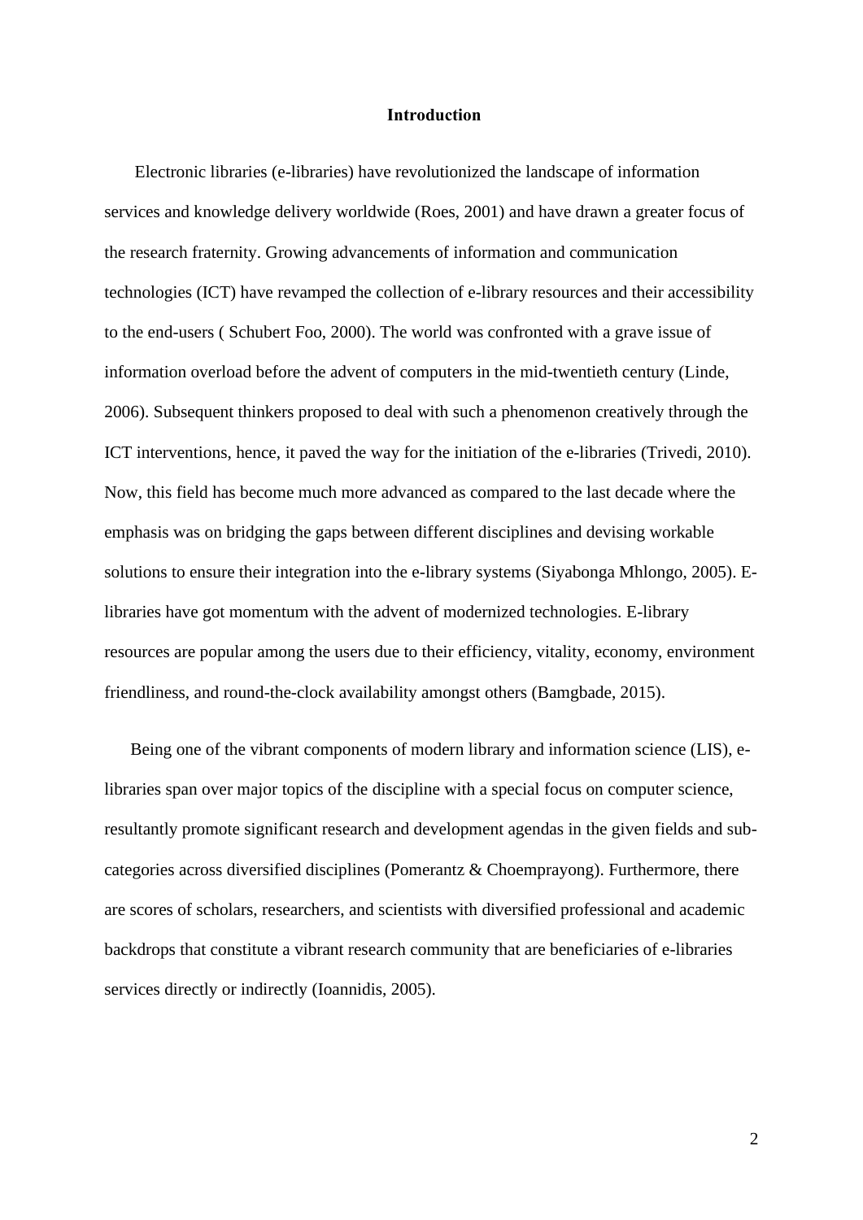# Introduction

Electronic libraries (e-libraries) have revolutionized the landscape of information services and knowledge delivery worldwide (Roes, 2001) and have drawn a greater focus of the research fraternity. Growing advancements of information and communication technologies (ICT) have revamped the collection of e-library resources and their accessibility to the end-users ( Schubert Foo, 2000). The world was confronted with a grave issue of information overload before the advent of computers in the mid-twentieth century (Linde, 2006). Subsequent thinkers proposed to deal with such a phenomenon creatively through the ICT interventions, hence, it paved the way for the initiation of the e-libraries (Trivedi, 2010). Now, this field has become much more advanced as compared to the last decade where the emphasis was on bridging the gaps between different disciplines and devising workable solutions to ensure their integration into the e-library systems (Siyabonga Mhlongo, 2005). E-libraries have got momentum with the advent of modernized technologies. E-library resources are popular among the users due to their efficiency, vitality, economy, environment friendliness, and round-the-clock availability amongst others (Bamgbade, 2015).

Being one of the vibrant components of modern library and information science (LIS), e-libraries span over major topics of the discipline with a special focus on computer science, resultantly promote significant research and development agendas in the given fields and sub-categories across diversified disciplines (Pomerantz & Choemprayong). Furthermore, there are scores of scholars, researchers, and scientists with diversified professional and academic backdrops that constitute a vibrant research community that are beneficiaries of e-libraries services directly or indirectly (Ioannidis, 2005).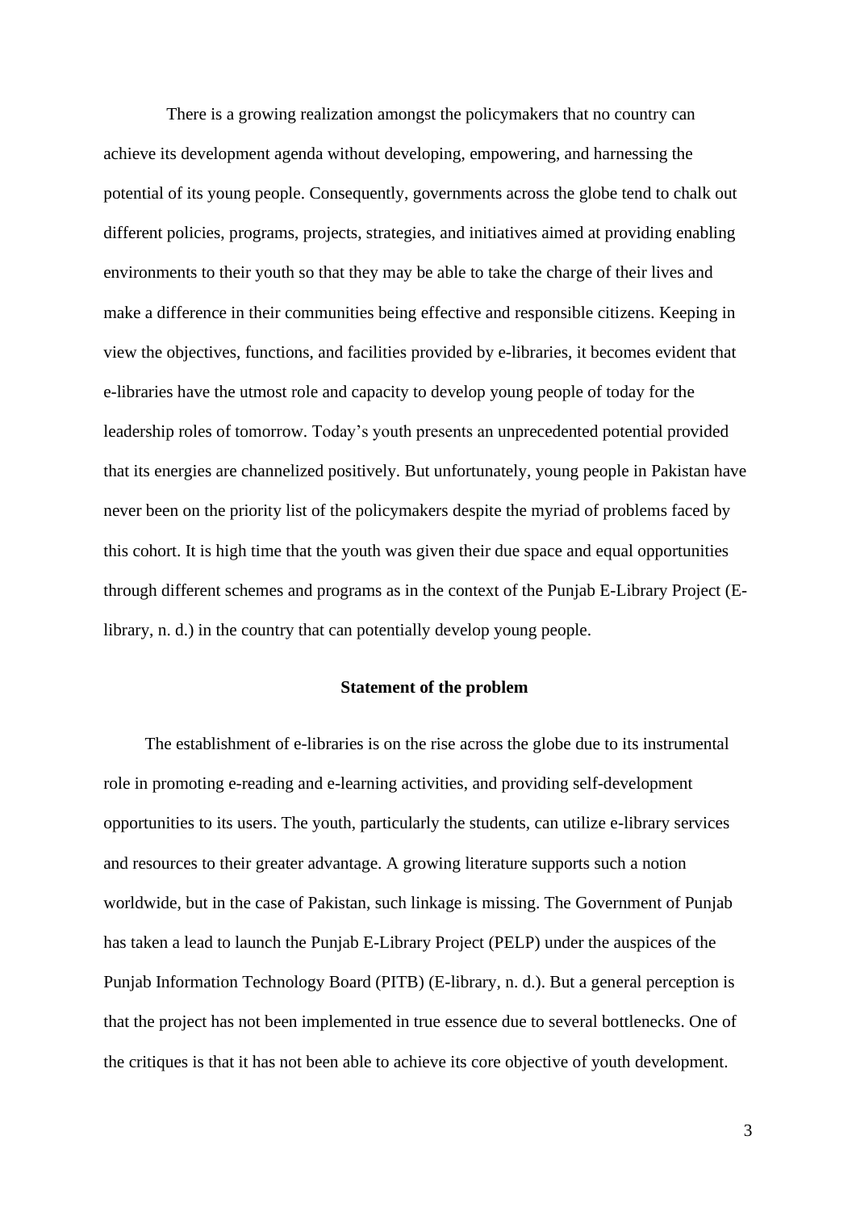There is a growing realization amongst the policymakers that no country can achieve its development agenda without developing, empowering, and harnessing the potential of its young people. Consequently, governments across the globe tend to chalk out different policies, programs, projects, strategies, and initiatives aimed at providing enabling environments to their youth so that they may be able to take the charge of their lives and make a difference in their communities being effective and responsible citizens. Keeping in view the objectives, functions, and facilities provided by e-libraries, it becomes evident that e-libraries have the utmost role and capacity to develop young people of today for the leadership roles of tomorrow. Today's youth presents an unprecedented potential provided that its energies are channelized positively. But unfortunately, young people in Pakistan have never been on the priority list of the policymakers despite the myriad of problems faced by this cohort. It is high time that the youth was given their due space and equal opportunities through different schemes and programs as in the context of the Punjab E-Library Project (E-library, n. d.) in the country that can potentially develop young people.

## Statement of the problem

The establishment of e-libraries is on the rise across the globe due to its instrumental role in promoting e-reading and e-learning activities, and providing self-development opportunities to its users. The youth, particularly the students, can utilize e-library services and resources to their greater advantage. A growing literature supports such a notion worldwide, but in the case of Pakistan, such linkage is missing. The Government of Punjab has taken a lead to launch the Punjab E-Library Project (PELP) under the auspices of the Punjab Information Technology Board (PITB) (E-library, n. d.). But a general perception is that the project has not been implemented in true essence due to several bottlenecks. One of the critiques is that it has not been able to achieve its core objective of youth development.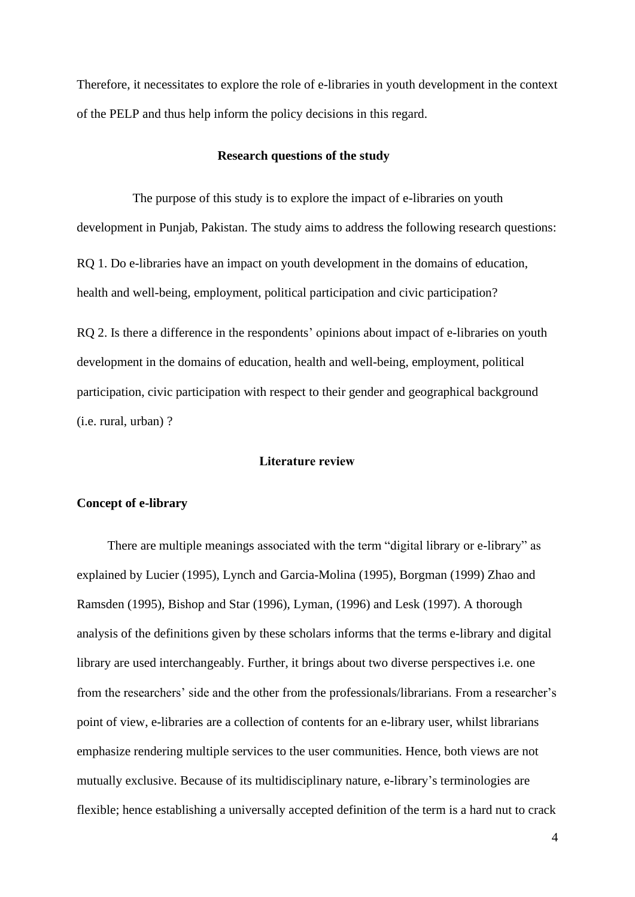Therefore, it necessitates to explore the role of e-libraries in youth development in the context of the PELP and thus help inform the policy decisions in this regard.

## Research questions of the study

The purpose of this study is to explore the impact of e-libraries on youth development in Punjab, Pakistan. The study aims to address the following research questions:

RQ 1. Do e-libraries have an impact on youth development in the domains of education, health and well-being, employment, political participation and civic participation?

RQ 2. Is there a difference in the respondents' opinions about impact of e-libraries on youth development in the domains of education, health and well-being, employment, political participation, civic participation with respect to their gender and geographical background (i.e. rural, urban) ?

## Literature review

### Concept of e-library

There are multiple meanings associated with the term "digital library or e-library" as explained by Lucier (1995), Lynch and Garcia-Molina (1995), Borgman (1999) Zhao and Ramsden (1995), Bishop and Star (1996), Lyman, (1996) and Lesk (1997). A thorough analysis of the definitions given by these scholars informs that the terms e-library and digital library are used interchangeably. Further, it brings about two diverse perspectives i.e. one from the researchers' side and the other from the professionals/librarians. From a researcher's point of view, e-libraries are a collection of contents for an e-library user, whilst librarians emphasize rendering multiple services to the user communities. Hence, both views are not mutually exclusive. Because of its multidisciplinary nature, e-library's terminologies are flexible; hence establishing a universally accepted definition of the term is a hard nut to crack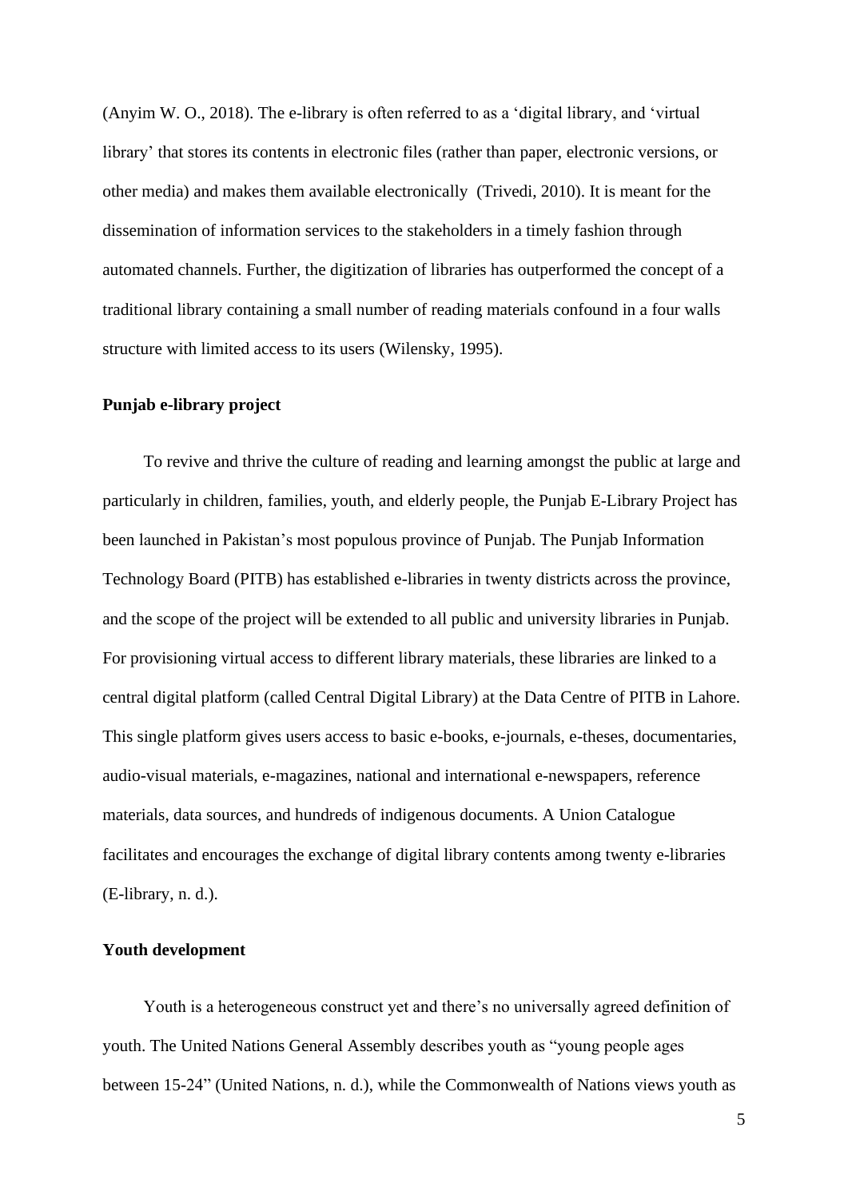(Anyim W. O., 2018). The e-library is often referred to as a 'digital library, and 'virtual library' that stores its contents in electronic files (rather than paper, electronic versions, or other media) and makes them available electronically (Trivedi, 2010). It is meant for the dissemination of information services to the stakeholders in a timely fashion through automated channels. Further, the digitization of libraries has outperformed the concept of a traditional library containing a small number of reading materials confound in a four walls structure with limited access to its users (Wilensky, 1995).

**Punjab e-library project**

To revive and thrive the culture of reading and learning amongst the public at large and particularly in children, families, youth, and elderly people, the Punjab E-Library Project has been launched in Pakistan's most populous province of Punjab. The Punjab Information Technology Board (PITB) has established e-libraries in twenty districts across the province, and the scope of the project will be extended to all public and university libraries in Punjab. For provisioning virtual access to different library materials, these libraries are linked to a central digital platform (called Central Digital Library) at the Data Centre of PITB in Lahore. This single platform gives users access to basic e-books, e-journals, e-theses, documentaries, audio-visual materials, e-magazines, national and international e-newspapers, reference materials, data sources, and hundreds of indigenous documents. A Union Catalogue facilitates and encourages the exchange of digital library contents among twenty e-libraries (E-library, n. d.).

**Youth development**

Youth is a heterogeneous construct yet and there's no universally agreed definition of youth. The United Nations General Assembly describes youth as "young people ages between 15-24" (United Nations, n. d.), while the Commonwealth of Nations views youth as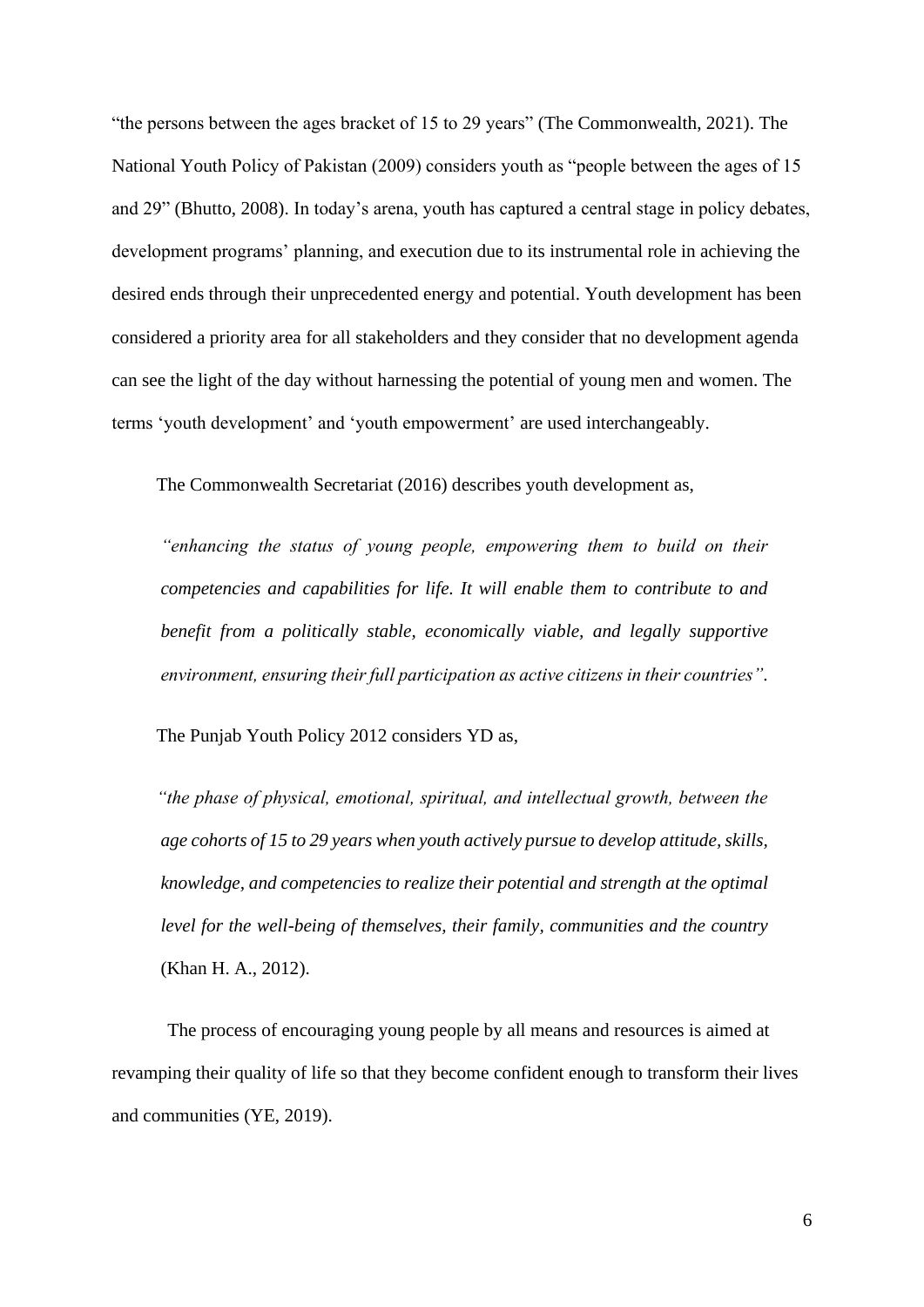"the persons between the ages bracket of 15 to 29 years" (The Commonwealth, 2021). The National Youth Policy of Pakistan (2009) considers youth as "people between the ages of 15 and 29" (Bhutto, 2008). In today's arena, youth has captured a central stage in policy debates, development programs' planning, and execution due to its instrumental role in achieving the desired ends through their unprecedented energy and potential. Youth development has been considered a priority area for all stakeholders and they consider that no development agenda can see the light of the day without harnessing the potential of young men and women. The terms 'youth development' and 'youth empowerment' are used interchangeably.

The Commonwealth Secretariat (2016) describes youth development as,

> *"enhancing the status of young people, empowering them to build on their competencies and capabilities for life. It will enable them to contribute to and benefit from a politically stable, economically viable, and legally supportive environment, ensuring their full participation as active citizens in their countries".*

The Punjab Youth Policy 2012 considers YD as,

> *"the phase of physical, emotional, spiritual, and intellectual growth, between the age cohorts of 15 to 29 years when youth actively pursue to develop attitude, skills, knowledge, and competencies to realize their potential and strength at the optimal level for the well-being of themselves, their family, communities and the country* (Khan H. A., 2012).

The process of encouraging young people by all means and resources is aimed at revamping their quality of life so that they become confident enough to transform their lives and communities (YE, 2019).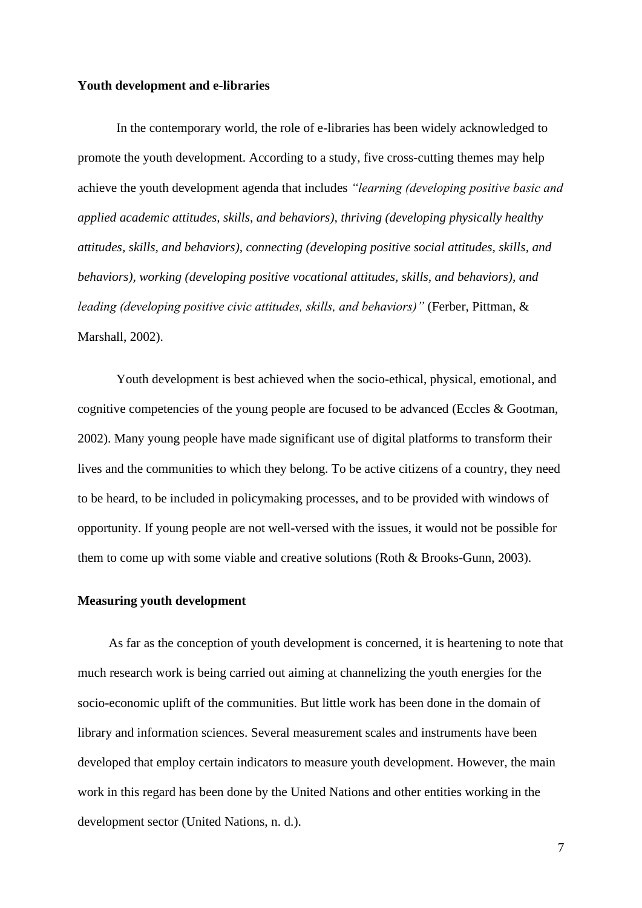**Youth development and e-libraries**

In the contemporary world, the role of e-libraries has been widely acknowledged to promote the youth development. According to a study, five cross-cutting themes may help achieve the youth development agenda that includes *"learning (developing positive basic and applied academic attitudes, skills, and behaviors), thriving (developing physically healthy attitudes, skills, and behaviors), connecting (developing positive social attitudes, skills, and behaviors), working (developing positive vocational attitudes, skills, and behaviors), and leading (developing positive civic attitudes, skills, and behaviors)"* (Ferber, Pittman, & Marshall, 2002).

Youth development is best achieved when the socio-ethical, physical, emotional, and cognitive competencies of the young people are focused to be advanced (Eccles & Gootman, 2002). Many young people have made significant use of digital platforms to transform their lives and the communities to which they belong. To be active citizens of a country, they need to be heard, to be included in policymaking processes, and to be provided with windows of opportunity. If young people are not well-versed with the issues, it would not be possible for them to come up with some viable and creative solutions (Roth & Brooks-Gunn, 2003).

**Measuring youth development**

As far as the conception of youth development is concerned, it is heartening to note that much research work is being carried out aiming at channelizing the youth energies for the socio-economic uplift of the communities. But little work has been done in the domain of library and information sciences. Several measurement scales and instruments have been developed that employ certain indicators to measure youth development. However, the main work in this regard has been done by the United Nations and other entities working in the development sector (United Nations, n. d.).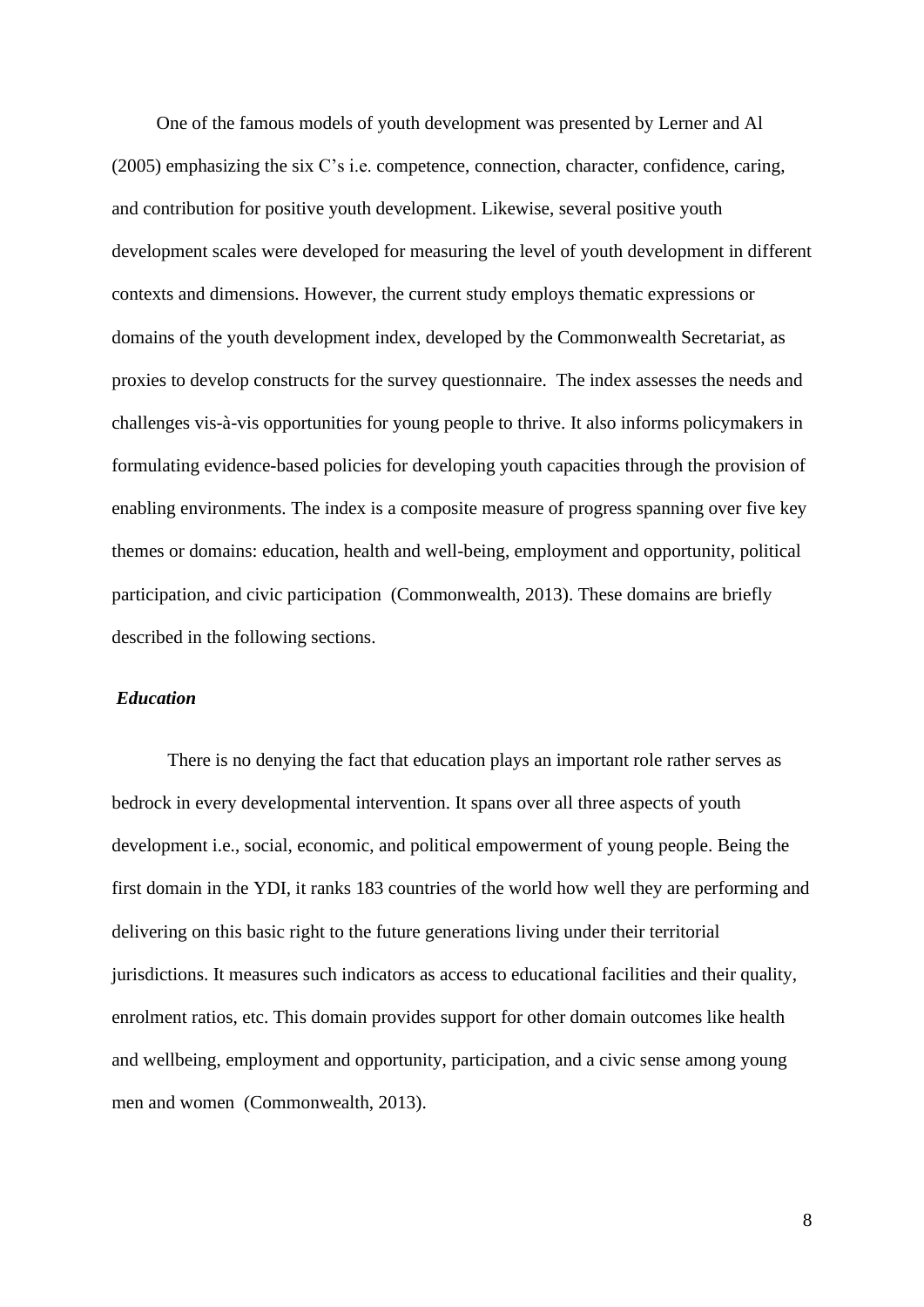One of the famous models of youth development was presented by Lerner and Al (2005) emphasizing the six C's i.e. competence, connection, character, confidence, caring, and contribution for positive youth development. Likewise, several positive youth development scales were developed for measuring the level of youth development in different contexts and dimensions. However, the current study employs thematic expressions or domains of the youth development index, developed by the Commonwealth Secretariat, as proxies to develop constructs for the survey questionnaire. The index assesses the needs and challenges vis-à-vis opportunities for young people to thrive. It also informs policymakers in formulating evidence-based policies for developing youth capacities through the provision of enabling environments. The index is a composite measure of progress spanning over five key themes or domains: education, health and well-being, employment and opportunity, political participation, and civic participation (Commonwealth, 2013). These domains are briefly described in the following sections.

***Education***

There is no denying the fact that education plays an important role rather serves as bedrock in every developmental intervention. It spans over all three aspects of youth development i.e., social, economic, and political empowerment of young people. Being the first domain in the YDI, it ranks 183 countries of the world how well they are performing and delivering on this basic right to the future generations living under their territorial jurisdictions. It measures such indicators as access to educational facilities and their quality, enrolment ratios, etc. This domain provides support for other domain outcomes like health and wellbeing, employment and opportunity, participation, and a civic sense among young men and women (Commonwealth, 2013).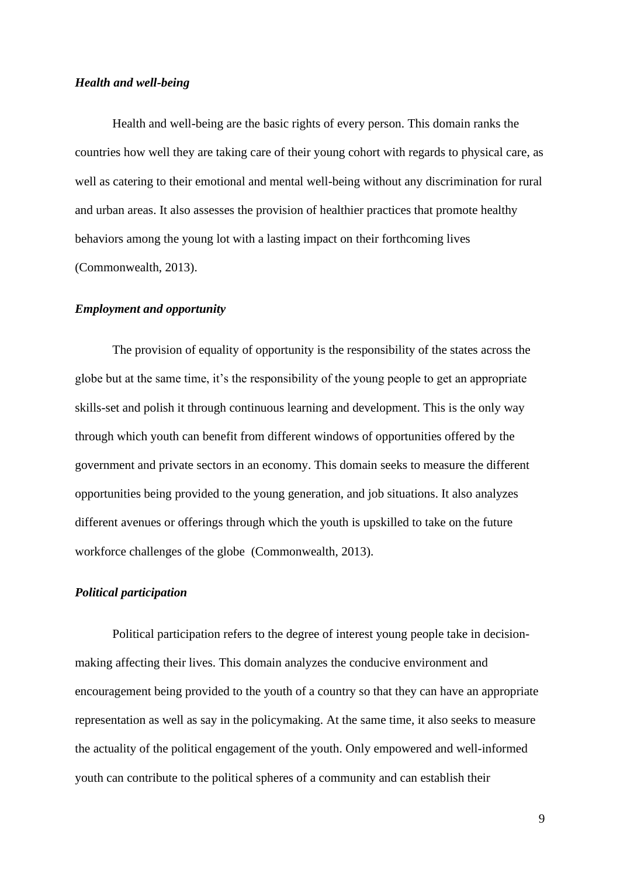*Health and well-being*

Health and well-being are the basic rights of every person. This domain ranks the countries how well they are taking care of their young cohort with regards to physical care, as well as catering to their emotional and mental well-being without any discrimination for rural and urban areas. It also assesses the provision of healthier practices that promote healthy behaviors among the young lot with a lasting impact on their forthcoming lives (Commonwealth, 2013).

*Employment and opportunity*

The provision of equality of opportunity is the responsibility of the states across the globe but at the same time, it's the responsibility of the young people to get an appropriate skills-set and polish it through continuous learning and development. This is the only way through which youth can benefit from different windows of opportunities offered by the government and private sectors in an economy. This domain seeks to measure the different opportunities being provided to the young generation, and job situations. It also analyzes different avenues or offerings through which the youth is upskilled to take on the future workforce challenges of the globe (Commonwealth, 2013).

*Political participation*

Political participation refers to the degree of interest young people take in decision-making affecting their lives. This domain analyzes the conducive environment and encouragement being provided to the youth of a country so that they can have an appropriate representation as well as say in the policymaking. At the same time, it also seeks to measure the actuality of the political engagement of the youth. Only empowered and well-informed youth can contribute to the political spheres of a community and can establish their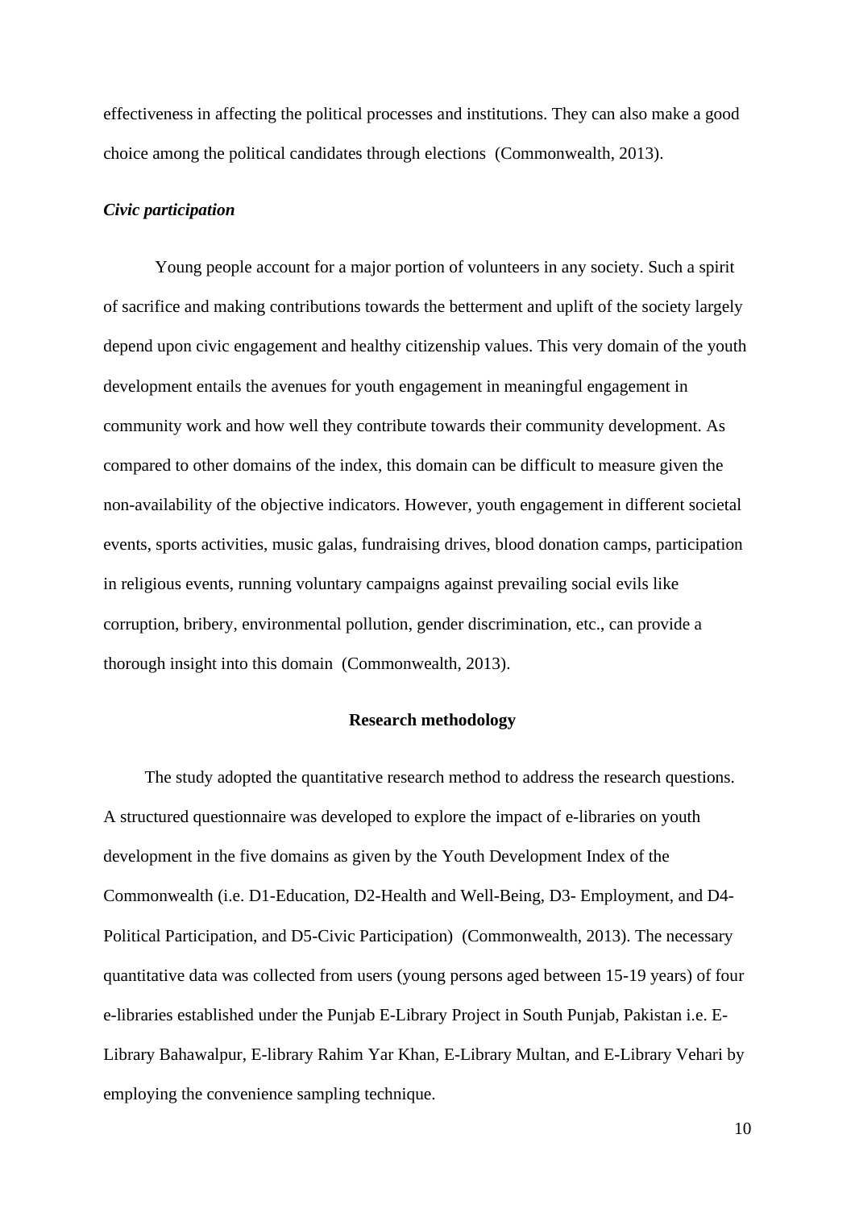effectiveness in affecting the political processes and institutions. They can also make a good choice among the political candidates through elections (Commonwealth, 2013).

***Civic participation***

Young people account for a major portion of volunteers in any society. Such a spirit of sacrifice and making contributions towards the betterment and uplift of the society largely depend upon civic engagement and healthy citizenship values. This very domain of the youth development entails the avenues for youth engagement in meaningful engagement in community work and how well they contribute towards their community development. As compared to other domains of the index, this domain can be difficult to measure given the non-availability of the objective indicators. However, youth engagement in different societal events, sports activities, music galas, fundraising drives, blood donation camps, participation in religious events, running voluntary campaigns against prevailing social evils like corruption, bribery, environmental pollution, gender discrimination, etc., can provide a thorough insight into this domain (Commonwealth, 2013).

## Research methodology

The study adopted the quantitative research method to address the research questions. A structured questionnaire was developed to explore the impact of e-libraries on youth development in the five domains as given by the Youth Development Index of the Commonwealth (i.e. D1-Education, D2-Health and Well-Being, D3- Employment, and D4-Political Participation, and D5-Civic Participation) (Commonwealth, 2013). The necessary quantitative data was collected from users (young persons aged between 15-19 years) of four e-libraries established under the Punjab E-Library Project in South Punjab, Pakistan i.e. E-Library Bahawalpur, E-library Rahim Yar Khan, E-Library Multan, and E-Library Vehari by employing the convenience sampling technique.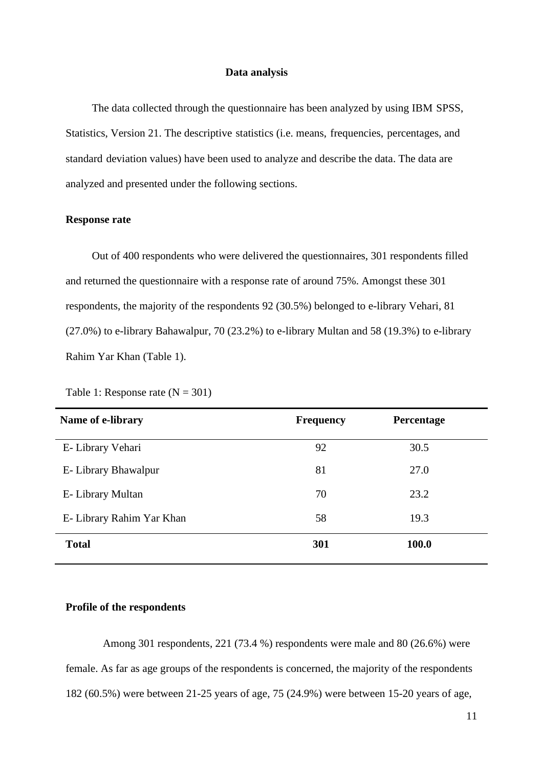## Data analysis

The data collected through the questionnaire has been analyzed by using IBM SPSS, Statistics, Version 21. The descriptive statistics (i.e. means, frequencies, percentages, and standard deviation values) have been used to analyze and describe the data. The data are analyzed and presented under the following sections.

### Response rate

Out of 400 respondents who were delivered the questionnaires, 301 respondents filled and returned the questionnaire with a response rate of around 75%. Amongst these 301 respondents, the majority of the respondents 92 (30.5%) belonged to e-library Vehari, 81 (27.0%) to e-library Bahawalpur, 70 (23.2%) to e-library Multan and 58 (19.3%) to e-library Rahim Yar Khan (Table 1).

Table 1: Response rate (N = 301)

| Name of e-library | Frequency | Percentage |
|---|---|---|
| E- Library Vehari | 92 | 30.5 |
| E- Library Bhawalpur | 81 | 27.0 |
| E- Library Multan | 70 | 23.2 |
| E- Library Rahim Yar Khan | 58 | 19.3 |
| **Total** | **301** | **100.0** |

### Profile of the respondents

Among 301 respondents, 221 (73.4 %) respondents were male and 80 (26.6%) were female. As far as age groups of the respondents is concerned, the majority of the respondents 182 (60.5%) were between 21-25 years of age, 75 (24.9%) were between 15-20 years of age,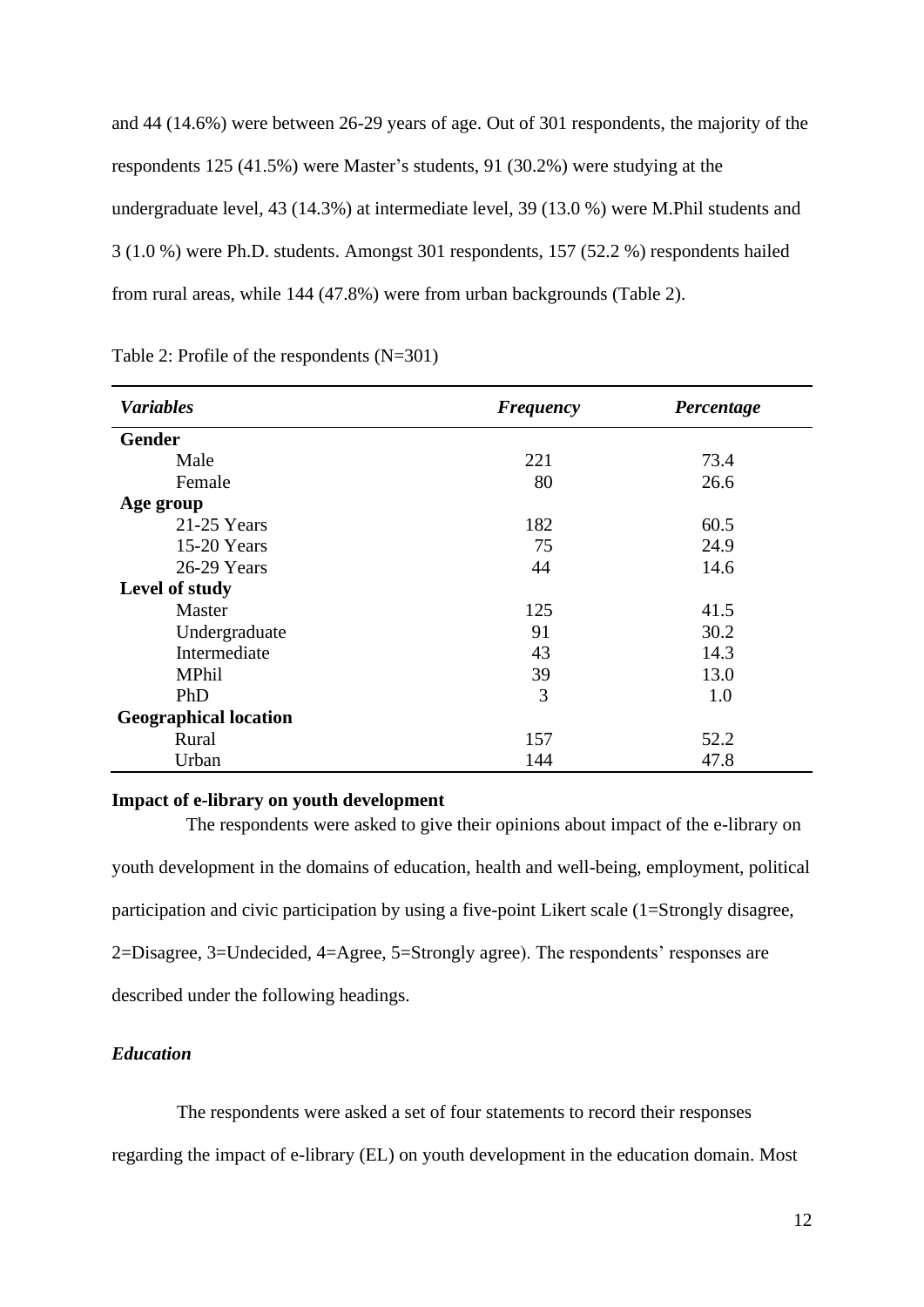and 44 (14.6%) were between 26-29 years of age. Out of 301 respondents, the majority of the respondents 125 (41.5%) were Master's students, 91 (30.2%) were studying at the undergraduate level, 43 (14.3%) at intermediate level, 39 (13.0 %) were M.Phil students and 3 (1.0 %) were Ph.D. students. Amongst 301 respondents, 157 (52.2 %) respondents hailed from rural areas, while 144 (47.8%) were from urban backgrounds (Table 2).

Table 2: Profile of the respondents (N=301)

| *Variables* | *Frequency* | *Percentage* |
|---|---|---|
| **Gender** | | |
| Male | 221 | 73.4 |
| Female | 80 | 26.6 |
| **Age group** | | |
| 21-25 Years | 182 | 60.5 |
| 15-20 Years | 75 | 24.9 |
| 26-29 Years | 44 | 14.6 |
| **Level of study** | | |
| Master | 125 | 41.5 |
| Undergraduate | 91 | 30.2 |
| Intermediate | 43 | 14.3 |
| MPhil | 39 | 13.0 |
| PhD | 3 | 1.0 |
| **Geographical location** | | |
| Rural | 157 | 52.2 |
| Urban | 144 | 47.8 |

**Impact of e-library on youth development**

The respondents were asked to give their opinions about impact of the e-library on youth development in the domains of education, health and well-being, employment, political participation and civic participation by using a five-point Likert scale (1=Strongly disagree, 2=Disagree, 3=Undecided, 4=Agree, 5=Strongly agree). The respondents' responses are described under the following headings.

***Education***

The respondents were asked a set of four statements to record their responses regarding the impact of e-library (EL) on youth development in the education domain. Most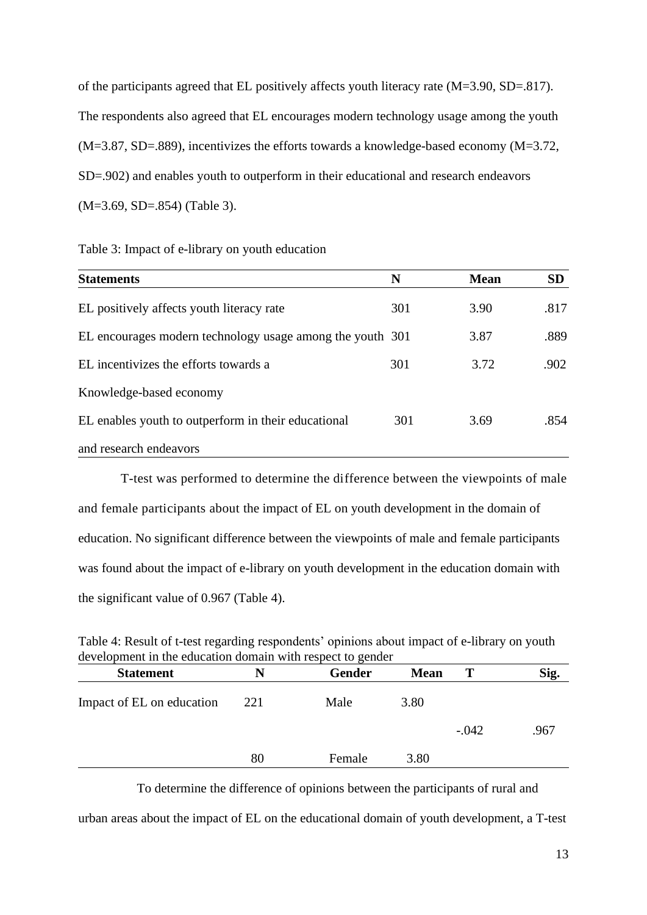of the participants agreed that EL positively affects youth literacy rate (M=3.90, SD=.817). The respondents also agreed that EL encourages modern technology usage among the youth (M=3.87, SD=.889), incentivizes the efforts towards a knowledge-based economy (M=3.72, SD=.902) and enables youth to outperform in their educational and research endeavors (M=3.69, SD=.854) (Table 3).

Table 3: Impact of e-library on youth education

| Statements | N | Mean | SD |
|---|---|---|---|
| EL positively affects youth literacy rate | 301 | 3.90 | .817 |
| EL encourages modern technology usage among the youth | 301 | 3.87 | .889 |
| EL incentivizes the efforts towards a Knowledge-based economy | 301 | 3.72 | .902 |
| EL enables youth to outperform in their educational and research endeavors | 301 | 3.69 | .854 |

T-test was performed to determine the difference between the viewpoints of male and female participants about the impact of EL on youth development in the domain of education. No significant difference between the viewpoints of male and female participants was found about the impact of e-library on youth development in the education domain with the significant value of 0.967 (Table 4).

Table 4: Result of t-test regarding respondents' opinions about impact of e-library on youth development in the education domain with respect to gender

| Statement | N | Gender | Mean | T | Sig. |
|---|---|---|---|---|---|
| Impact of EL on education | 221 | Male | 3.80 | -.042 | .967 |
| | 80 | Female | 3.80 | | |

To determine the difference of opinions between the participants of rural and urban areas about the impact of EL on the educational domain of youth development, a T-test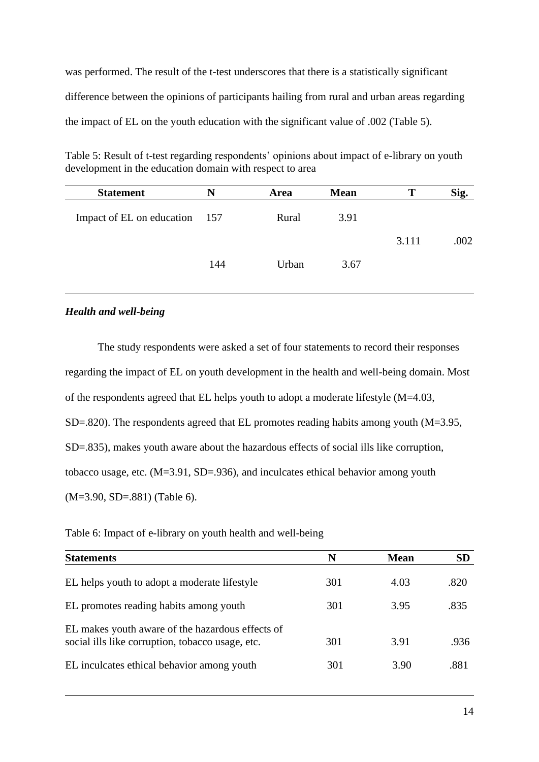was performed. The result of the t-test underscores that there is a statistically significant difference between the opinions of participants hailing from rural and urban areas regarding the impact of EL on the youth education with the significant value of .002 (Table 5).

Table 5: Result of t-test regarding respondents' opinions about impact of e-library on youth development in the education domain with respect to area

| Statement | N | Area | Mean | T | Sig. |
|---|---|---|---|---|---|
| Impact of EL on education | 157 | Rural | 3.91 | 3.111 | .002 |
| | 144 | Urban | 3.67 | | |

***Health and well-being***

The study respondents were asked a set of four statements to record their responses regarding the impact of EL on youth development in the health and well-being domain. Most of the respondents agreed that EL helps youth to adopt a moderate lifestyle (M=4.03, SD=.820). The respondents agreed that EL promotes reading habits among youth (M=3.95, SD=.835), makes youth aware about the hazardous effects of social ills like corruption, tobacco usage, etc. (M=3.91, SD=.936), and inculcates ethical behavior among youth (M=3.90, SD=.881) (Table 6).

Table 6: Impact of e-library on youth health and well-being

| Statements | N | Mean | SD |
|---|---|---|---|
| EL helps youth to adopt a moderate lifestyle | 301 | 4.03 | .820 |
| EL promotes reading habits among youth | 301 | 3.95 | .835 |
| EL makes youth aware of the hazardous effects of social ills like corruption, tobacco usage, etc. | 301 | 3.91 | .936 |
| EL inculcates ethical behavior among youth | 301 | 3.90 | .881 |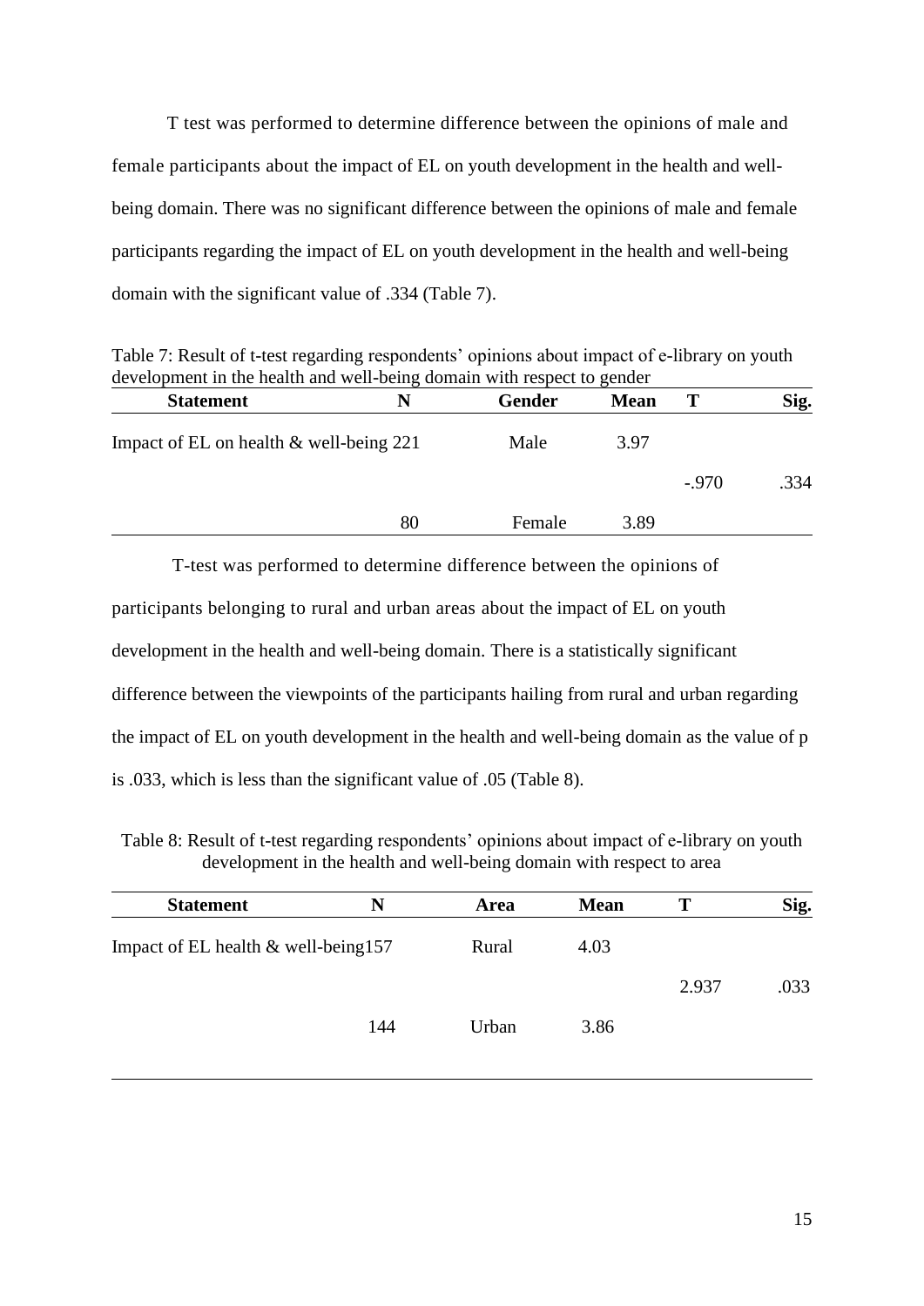T test was performed to determine difference between the opinions of male and female participants about the impact of EL on youth development in the health and well-being domain. There was no significant difference between the opinions of male and female participants regarding the impact of EL on youth development in the health and well-being domain with the significant value of .334 (Table 7).

Table 7: Result of t-test regarding respondents' opinions about impact of e-library on youth development in the health and well-being domain with respect to gender

| Statement | N | Gender | Mean | T | Sig. |
|---|---|---|---|---|---|
| Impact of EL on health & well-being | 221 | Male | 3.97 | -.970 | .334 |
| | 80 | Female | 3.89 | | |

T-test was performed to determine difference between the opinions of participants belonging to rural and urban areas about the impact of EL on youth development in the health and well-being domain. There is a statistically significant difference between the viewpoints of the participants hailing from rural and urban regarding the impact of EL on youth development in the health and well-being domain as the value of p is .033, which is less than the significant value of .05 (Table 8).

Table 8: Result of t-test regarding respondents' opinions about impact of e-library on youth development in the health and well-being domain with respect to area

| Statement | N | Area | Mean | T | Sig. |
|---|---|---|---|---|---|
| Impact of EL health & well-being | 157 | Rural | 4.03 | 2.937 | .033 |
| | 144 | Urban | 3.86 | | |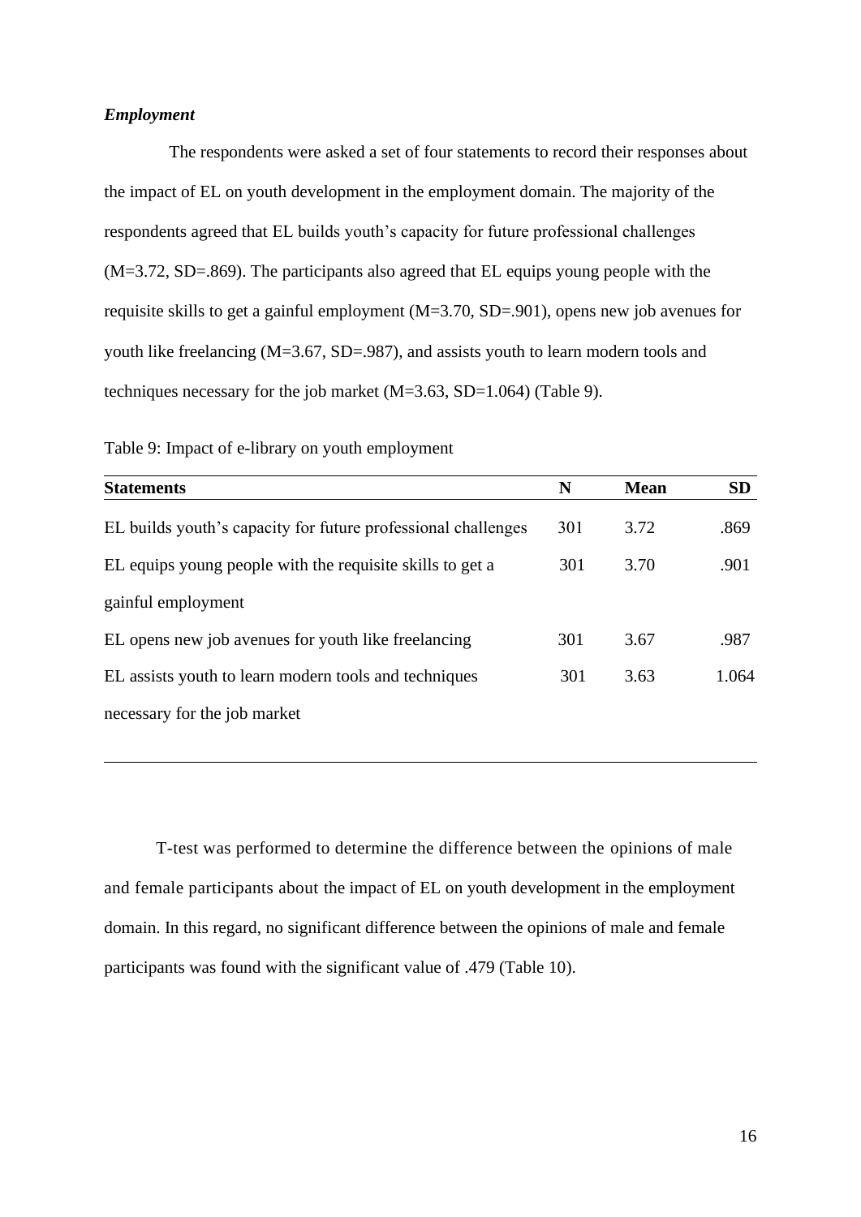### *Employment*

The respondents were asked a set of four statements to record their responses about the impact of EL on youth development in the employment domain. The majority of the respondents agreed that EL builds youth's capacity for future professional challenges (M=3.72, SD=.869). The participants also agreed that EL equips young people with the requisite skills to get a gainful employment (M=3.70, SD=.901), opens new job avenues for youth like freelancing (M=3.67, SD=.987), and assists youth to learn modern tools and techniques necessary for the job market (M=3.63, SD=1.064) (Table 9).

Table 9: Impact of e-library on youth employment

| Statements | N | Mean | SD |
|---|---|---|---|
| EL builds youth's capacity for future professional challenges | 301 | 3.72 | .869 |
| EL equips young people with the requisite skills to get a gainful employment | 301 | 3.70 | .901 |
| EL opens new job avenues for youth like freelancing | 301 | 3.67 | .987 |
| EL assists youth to learn modern tools and techniques necessary for the job market | 301 | 3.63 | 1.064 |

T-test was performed to determine the difference between the opinions of male and female participants about the impact of EL on youth development in the employment domain. In this regard, no significant difference between the opinions of male and female participants was found with the significant value of .479 (Table 10).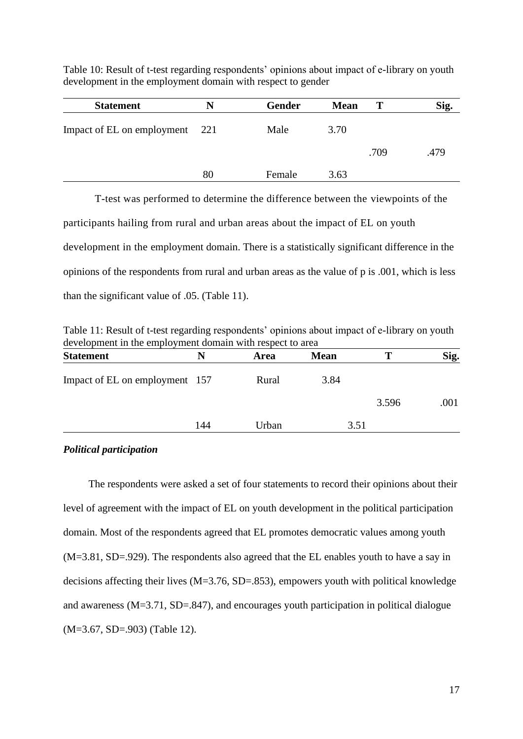Table 10: Result of t-test regarding respondents' opinions about impact of e-library on youth development in the employment domain with respect to gender

| Statement | N | Gender | Mean | T | Sig. |
|---|---|---|---|---|---|
| Impact of EL on employment | 221 | Male | 3.70 | | |
| | | | | .709 | .479 |
| | 80 | Female | 3.63 | | |

T-test was performed to determine the difference between the viewpoints of the participants hailing from rural and urban areas about the impact of EL on youth development in the employment domain. There is a statistically significant difference in the opinions of the respondents from rural and urban areas as the value of p is .001, which is less than the significant value of .05. (Table 11).

Table 11: Result of t-test regarding respondents' opinions about impact of e-library on youth development in the employment domain with respect to area

| Statement | N | Area | Mean | T | Sig. |
|---|---|---|---|---|---|
| Impact of EL on employment | 157 | Rural | 3.84 | | |
| | | | | 3.596 | .001 |
| | 144 | Urban | 3.51 | | |

***Political participation***

The respondents were asked a set of four statements to record their opinions about their level of agreement with the impact of EL on youth development in the political participation domain. Most of the respondents agreed that EL promotes democratic values among youth (M=3.81, SD=.929). The respondents also agreed that the EL enables youth to have a say in decisions affecting their lives (M=3.76, SD=.853), empowers youth with political knowledge and awareness (M=3.71, SD=.847), and encourages youth participation in political dialogue (M=3.67, SD=.903) (Table 12).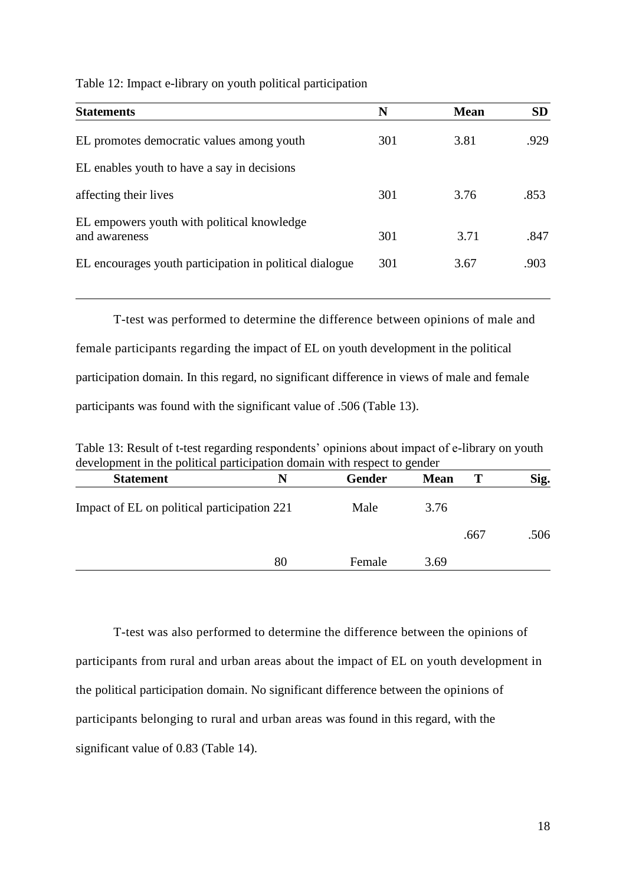Table 12: Impact e-library on youth political participation

| Statements | N | Mean | SD |
|---|---|---|---|
| EL promotes democratic values among youth | 301 | 3.81 | .929 |
| EL enables youth to have a say in decisions affecting their lives | 301 | 3.76 | .853 |
| EL empowers youth with political knowledge and awareness | 301 | 3.71 | .847 |
| EL encourages youth participation in political dialogue | 301 | 3.67 | .903 |

T-test was performed to determine the difference between opinions of male and female participants regarding the impact of EL on youth development in the political participation domain. In this regard, no significant difference in views of male and female participants was found with the significant value of .506 (Table 13).

Table 13: Result of t-test regarding respondents' opinions about impact of e-library on youth development in the political participation domain with respect to gender

| Statement | N | Gender | Mean | T | Sig. |
|---|---|---|---|---|---|
| Impact of EL on political participation | 221 | Male | 3.76 | .667 | .506 |
| | 80 | Female | 3.69 | | |

T-test was also performed to determine the difference between the opinions of participants from rural and urban areas about the impact of EL on youth development in the political participation domain. No significant difference between the opinions of participants belonging to rural and urban areas was found in this regard, with the significant value of 0.83 (Table 14).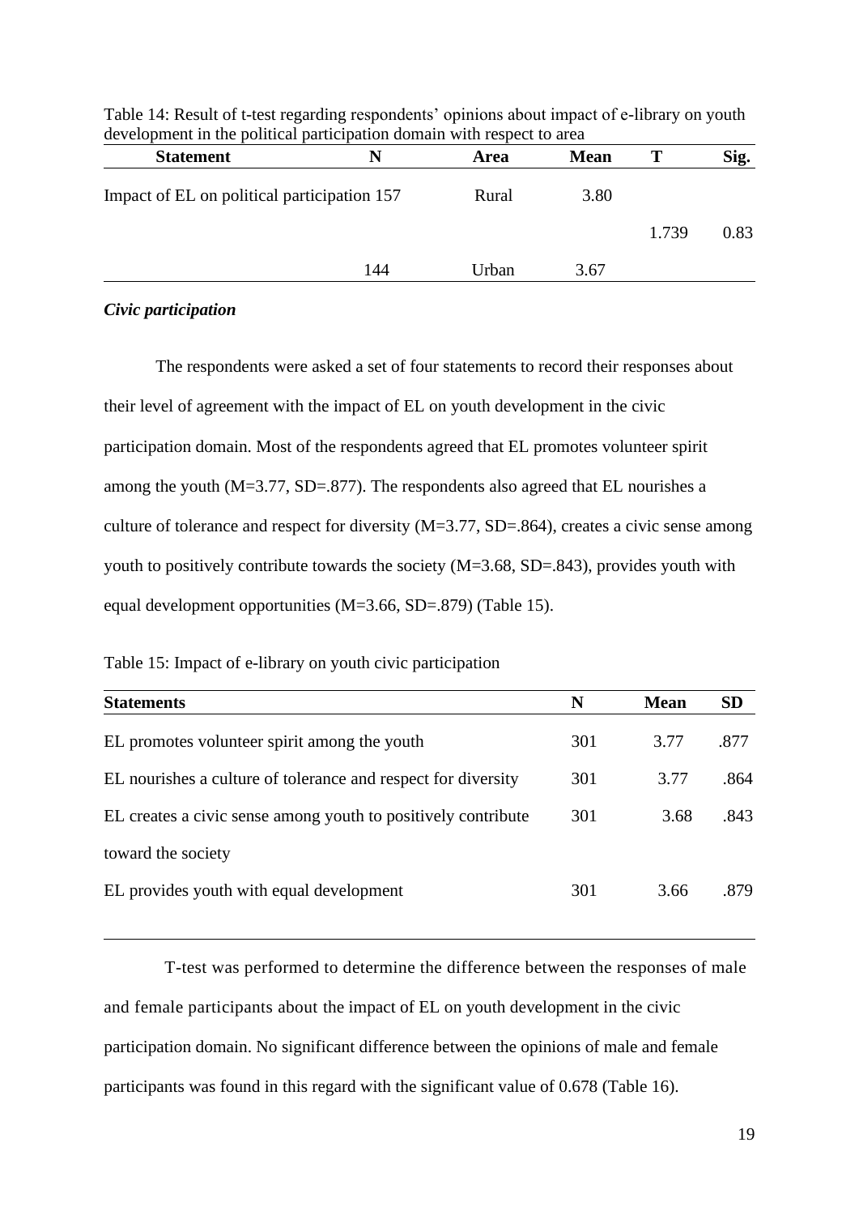Table 14: Result of t-test regarding respondents' opinions about impact of e-library on youth development in the political participation domain with respect to area

| Statement | N | Area | Mean | T | Sig. |
|---|---|---|---|---|---|
| Impact of EL on political participation | 157 | Rural | 3.80 | | |
| | | | | 1.739 | 0.83 |
| | 144 | Urban | 3.67 | | |

***Civic participation***

The respondents were asked a set of four statements to record their responses about their level of agreement with the impact of EL on youth development in the civic participation domain. Most of the respondents agreed that EL promotes volunteer spirit among the youth (M=3.77, SD=.877). The respondents also agreed that EL nourishes a culture of tolerance and respect for diversity (M=3.77, SD=.864), creates a civic sense among youth to positively contribute towards the society (M=3.68, SD=.843), provides youth with equal development opportunities (M=3.66, SD=.879) (Table 15).

Table 15: Impact of e-library on youth civic participation

| Statements | N | Mean | SD |
|---|---|---|---|
| EL promotes volunteer spirit among the youth | 301 | 3.77 | .877 |
| EL nourishes a culture of tolerance and respect for diversity | 301 | 3.77 | .864 |
| EL creates a civic sense among youth to positively contribute toward the society | 301 | 3.68 | .843 |
| EL provides youth with equal development | 301 | 3.66 | .879 |

T-test was performed to determine the difference between the responses of male and female participants about the impact of EL on youth development in the civic participation domain. No significant difference between the opinions of male and female participants was found in this regard with the significant value of 0.678 (Table 16).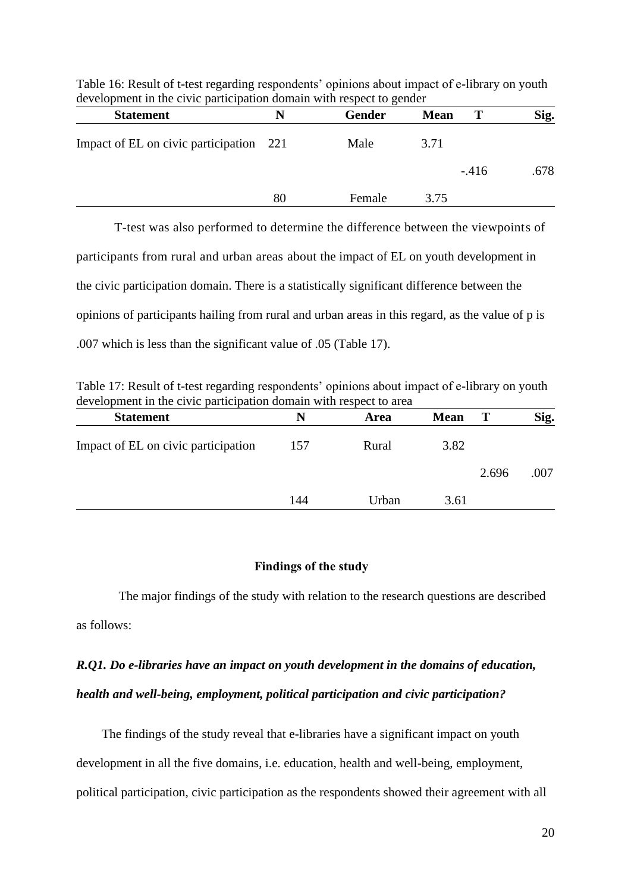Table 16: Result of t-test regarding respondents' opinions about impact of e-library on youth development in the civic participation domain with respect to gender

| Statement | N | Gender | Mean | T | Sig. |
|---|---|---|---|---|---|
| Impact of EL on civic participation | 221 | Male | 3.71 | | |
| | | | | -.416 | .678 |
| | 80 | Female | 3.75 | | |

T-test was also performed to determine the difference between the viewpoints of participants from rural and urban areas about the impact of EL on youth development in the civic participation domain. There is a statistically significant difference between the opinions of participants hailing from rural and urban areas in this regard, as the value of p is .007 which is less than the significant value of .05 (Table 17).

Table 17: Result of t-test regarding respondents' opinions about impact of e-library on youth development in the civic participation domain with respect to area

| Statement | N | Area | Mean | T | Sig. |
|---|---|---|---|---|---|
| Impact of EL on civic participation | 157 | Rural | 3.82 | | |
| | | | | 2.696 | .007 |
| | 144 | Urban | 3.61 | | |

## Findings of the study

The major findings of the study with relation to the research questions are described as follows:

***R.Q1. Do e-libraries have an impact on youth development in the domains of education, health and well-being, employment, political participation and civic participation?***

The findings of the study reveal that e-libraries have a significant impact on youth development in all the five domains, i.e. education, health and well-being, employment, political participation, civic participation as the respondents showed their agreement with all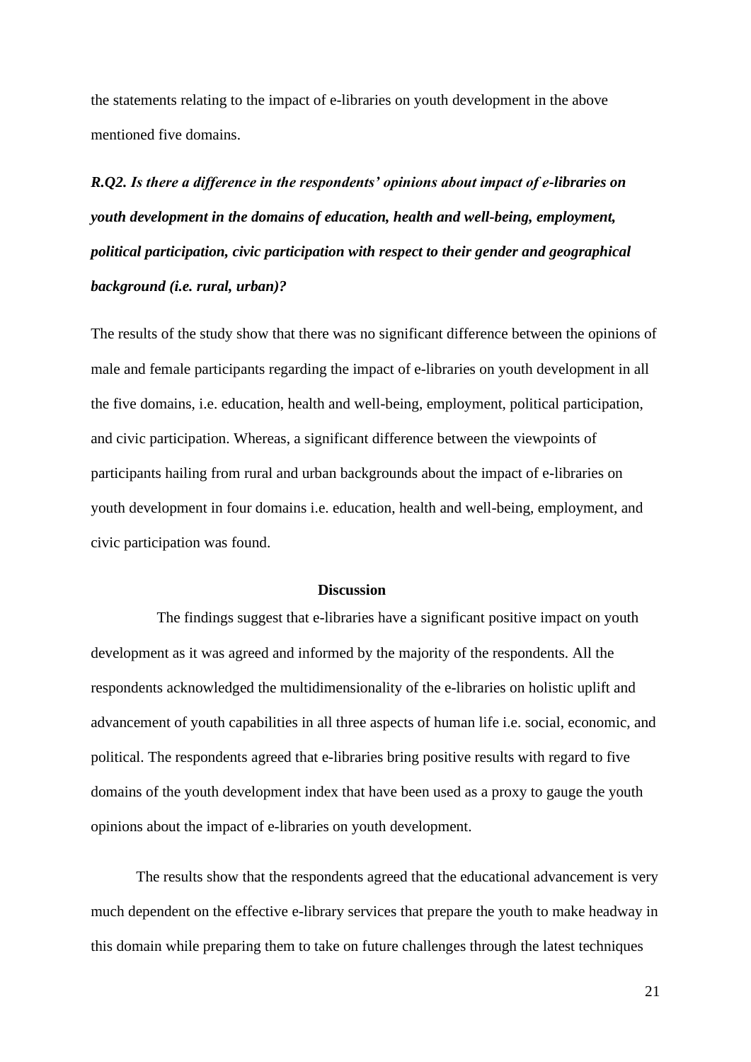the statements relating to the impact of e-libraries on youth development in the above mentioned five domains.

***R.Q2. Is there a difference in the respondents' opinions about impact of e-libraries on youth development in the domains of education, health and well-being, employment, political participation, civic participation with respect to their gender and geographical background (i.e. rural, urban)?***

The results of the study show that there was no significant difference between the opinions of male and female participants regarding the impact of e-libraries on youth development in all the five domains, i.e. education, health and well-being, employment, political participation, and civic participation. Whereas, a significant difference between the viewpoints of participants hailing from rural and urban backgrounds about the impact of e-libraries on youth development in four domains i.e. education, health and well-being, employment, and civic participation was found.

## Discussion

The findings suggest that e-libraries have a significant positive impact on youth development as it was agreed and informed by the majority of the respondents. All the respondents acknowledged the multidimensionality of the e-libraries on holistic uplift and advancement of youth capabilities in all three aspects of human life i.e. social, economic, and political. The respondents agreed that e-libraries bring positive results with regard to five domains of the youth development index that have been used as a proxy to gauge the youth opinions about the impact of e-libraries on youth development.

The results show that the respondents agreed that the educational advancement is very much dependent on the effective e-library services that prepare the youth to make headway in this domain while preparing them to take on future challenges through the latest techniques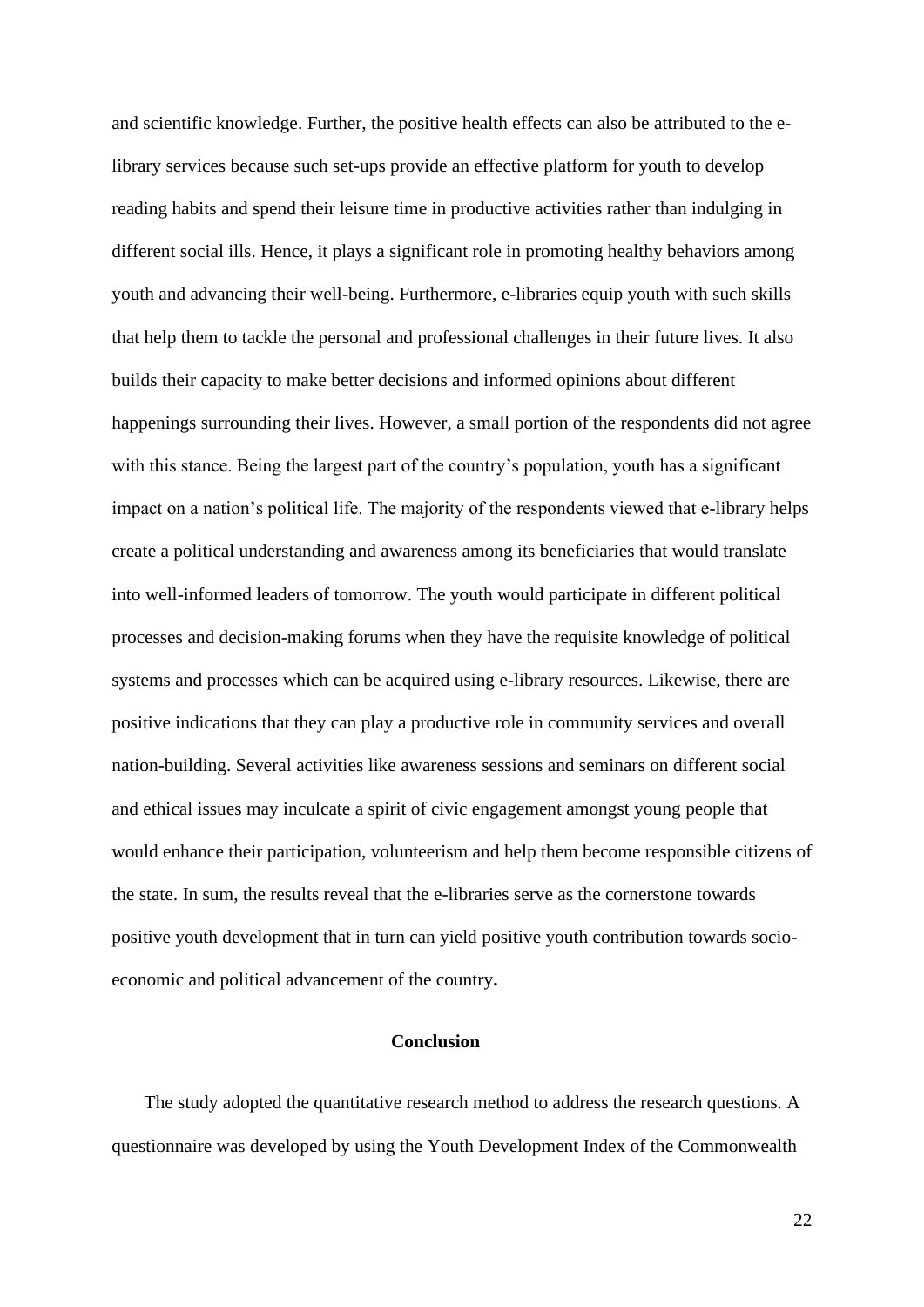and scientific knowledge. Further, the positive health effects can also be attributed to the e-library services because such set-ups provide an effective platform for youth to develop reading habits and spend their leisure time in productive activities rather than indulging in different social ills. Hence, it plays a significant role in promoting healthy behaviors among youth and advancing their well-being. Furthermore, e-libraries equip youth with such skills that help them to tackle the personal and professional challenges in their future lives. It also builds their capacity to make better decisions and informed opinions about different happenings surrounding their lives. However, a small portion of the respondents did not agree with this stance. Being the largest part of the country's population, youth has a significant impact on a nation's political life. The majority of the respondents viewed that e-library helps create a political understanding and awareness among its beneficiaries that would translate into well-informed leaders of tomorrow. The youth would participate in different political processes and decision-making forums when they have the requisite knowledge of political systems and processes which can be acquired using e-library resources. Likewise, there are positive indications that they can play a productive role in community services and overall nation-building. Several activities like awareness sessions and seminars on different social and ethical issues may inculcate a spirit of civic engagement amongst young people that would enhance their participation, volunteerism and help them become responsible citizens of the state. In sum, the results reveal that the e-libraries serve as the cornerstone towards positive youth development that in turn can yield positive youth contribution towards socio-economic and political advancement of the country**.**

## Conclusion

The study adopted the quantitative research method to address the research questions. A questionnaire was developed by using the Youth Development Index of the Commonwealth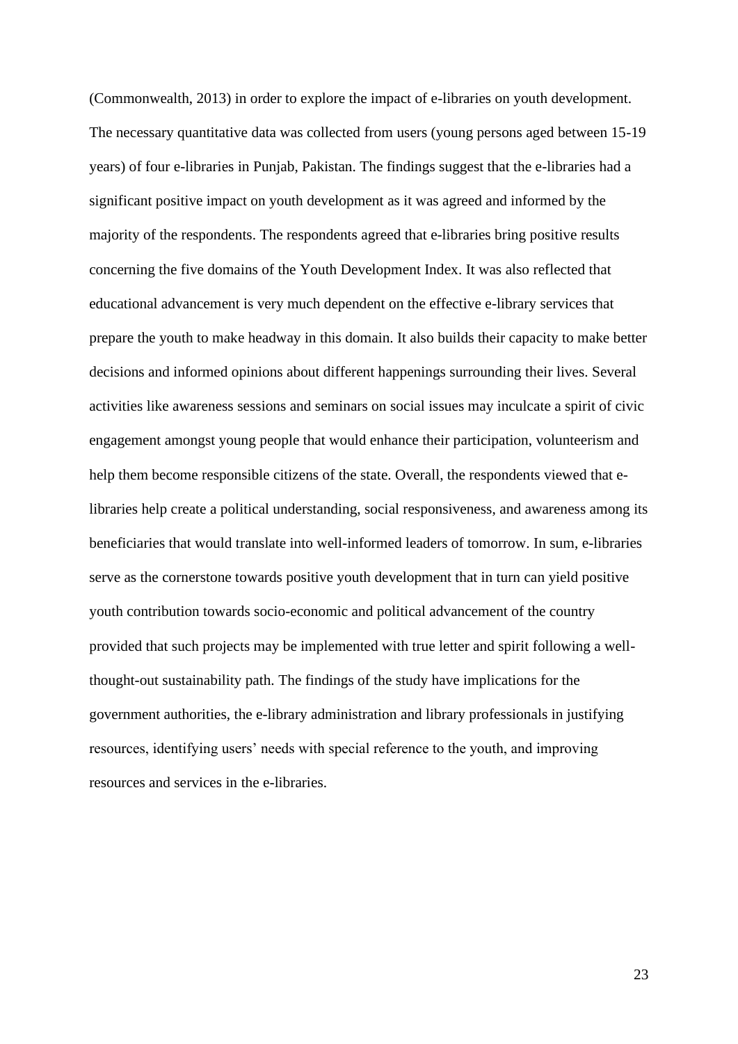(Commonwealth, 2013) in order to explore the impact of e-libraries on youth development. The necessary quantitative data was collected from users (young persons aged between 15-19 years) of four e-libraries in Punjab, Pakistan. The findings suggest that the e-libraries had a significant positive impact on youth development as it was agreed and informed by the majority of the respondents. The respondents agreed that e-libraries bring positive results concerning the five domains of the Youth Development Index. It was also reflected that educational advancement is very much dependent on the effective e-library services that prepare the youth to make headway in this domain. It also builds their capacity to make better decisions and informed opinions about different happenings surrounding their lives. Several activities like awareness sessions and seminars on social issues may inculcate a spirit of civic engagement amongst young people that would enhance their participation, volunteerism and help them become responsible citizens of the state. Overall, the respondents viewed that e-libraries help create a political understanding, social responsiveness, and awareness among its beneficiaries that would translate into well-informed leaders of tomorrow. In sum, e-libraries serve as the cornerstone towards positive youth development that in turn can yield positive youth contribution towards socio-economic and political advancement of the country provided that such projects may be implemented with true letter and spirit following a well-thought-out sustainability path. The findings of the study have implications for the government authorities, the e-library administration and library professionals in justifying resources, identifying users' needs with special reference to the youth, and improving resources and services in the e-libraries.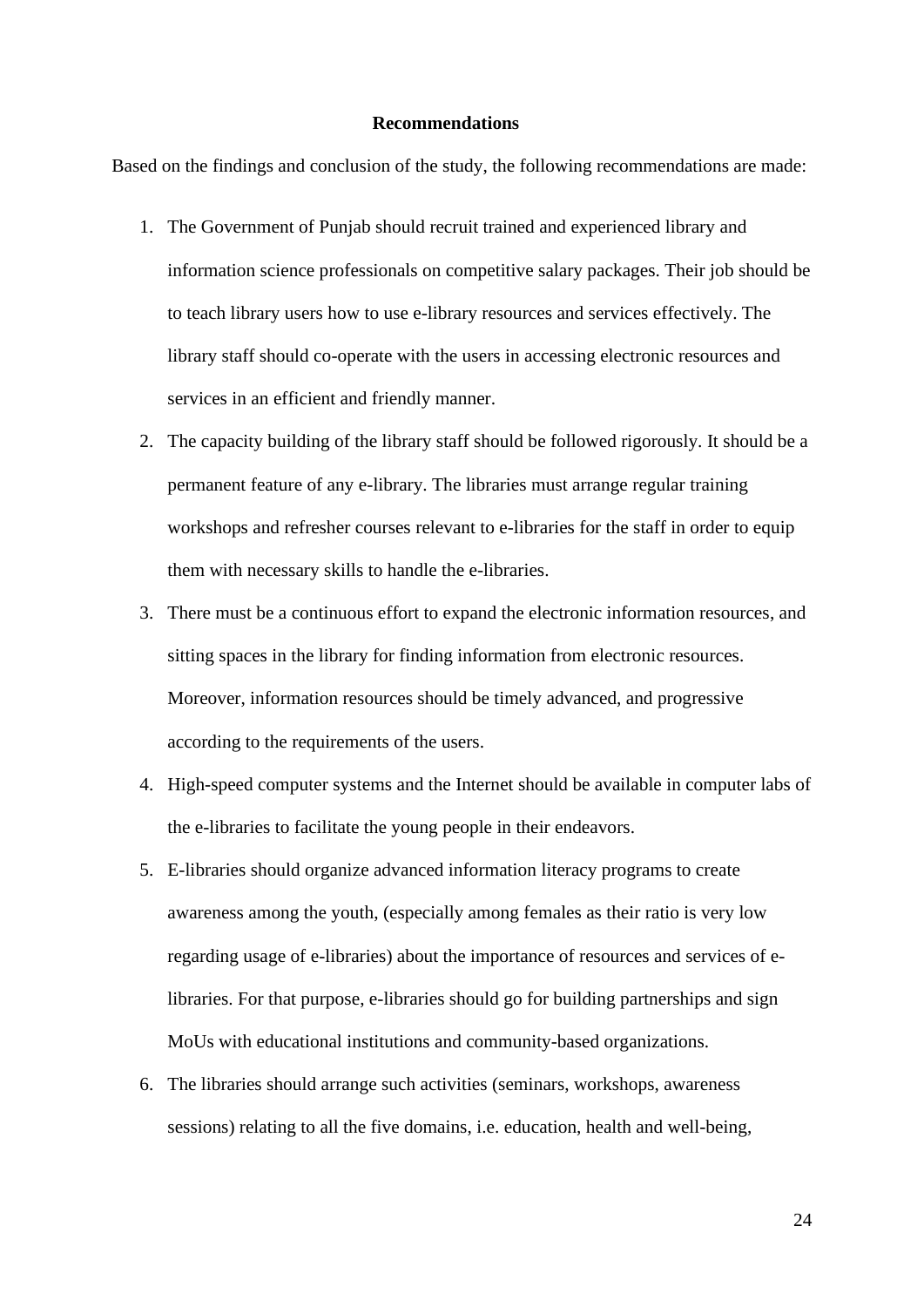## Recommendations

Based on the findings and conclusion of the study, the following recommendations are made:

1. The Government of Punjab should recruit trained and experienced library and information science professionals on competitive salary packages. Their job should be to teach library users how to use e-library resources and services effectively. The library staff should co-operate with the users in accessing electronic resources and services in an efficient and friendly manner.
2. The capacity building of the library staff should be followed rigorously. It should be a permanent feature of any e-library. The libraries must arrange regular training workshops and refresher courses relevant to e-libraries for the staff in order to equip them with necessary skills to handle the e-libraries.
3. There must be a continuous effort to expand the electronic information resources, and sitting spaces in the library for finding information from electronic resources. Moreover, information resources should be timely advanced, and progressive according to the requirements of the users.
4. High-speed computer systems and the Internet should be available in computer labs of the e-libraries to facilitate the young people in their endeavors.
5. E-libraries should organize advanced information literacy programs to create awareness among the youth, (especially among females as their ratio is very low regarding usage of e-libraries) about the importance of resources and services of e-libraries. For that purpose, e-libraries should go for building partnerships and sign MoUs with educational institutions and community-based organizations.
6. The libraries should arrange such activities (seminars, workshops, awareness sessions) relating to all the five domains, i.e. education, health and well-being,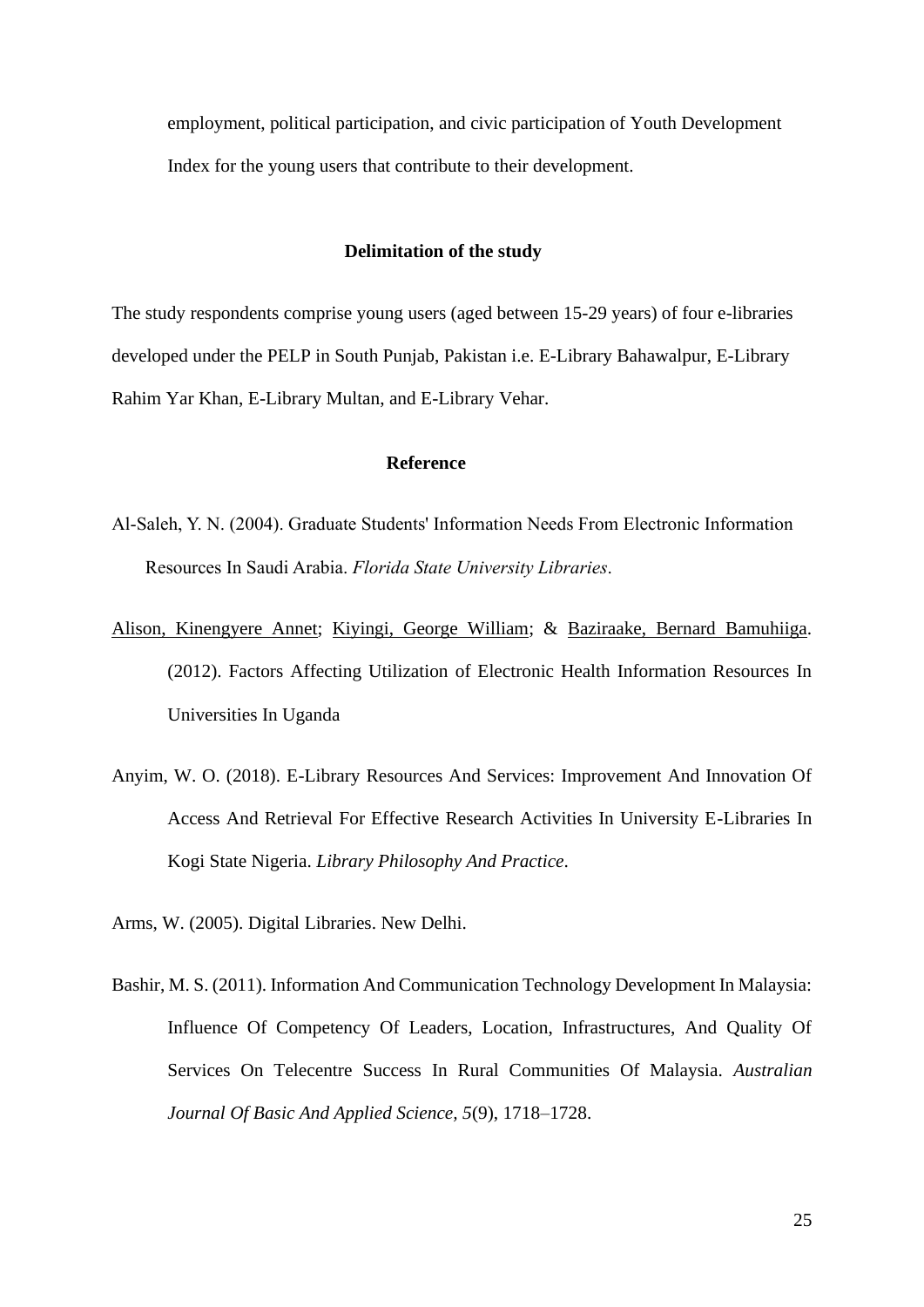employment, political participation, and civic participation of Youth Development Index for the young users that contribute to their development.

## Delimitation of the study

The study respondents comprise young users (aged between 15-29 years) of four e-libraries developed under the PELP in South Punjab, Pakistan i.e. E-Library Bahawalpur, E-Library Rahim Yar Khan, E-Library Multan, and E-Library Vehar.

## Reference

Al-Saleh, Y. N. (2004). Graduate Students' Information Needs From Electronic Information Resources In Saudi Arabia. *Florida State University Libraries*.

Alison, Kinengyere Annet; Kiyingi, George William; & Baziraake, Bernard Bamuhiiga. (2012). Factors Affecting Utilization of Electronic Health Information Resources In Universities In Uganda

Anyim, W. O. (2018). E-Library Resources And Services: Improvement And Innovation Of Access And Retrieval For Effective Research Activities In University E-Libraries In Kogi State Nigeria. *Library Philosophy And Practice*.

Arms, W. (2005). Digital Libraries. New Delhi.

Bashir, M. S. (2011). Information And Communication Technology Development In Malaysia: Influence Of Competency Of Leaders, Location, Infrastructures, And Quality Of Services On Telecentre Success In Rural Communities Of Malaysia. *Australian Journal Of Basic And Applied Science, 5*(9), 1718–1728.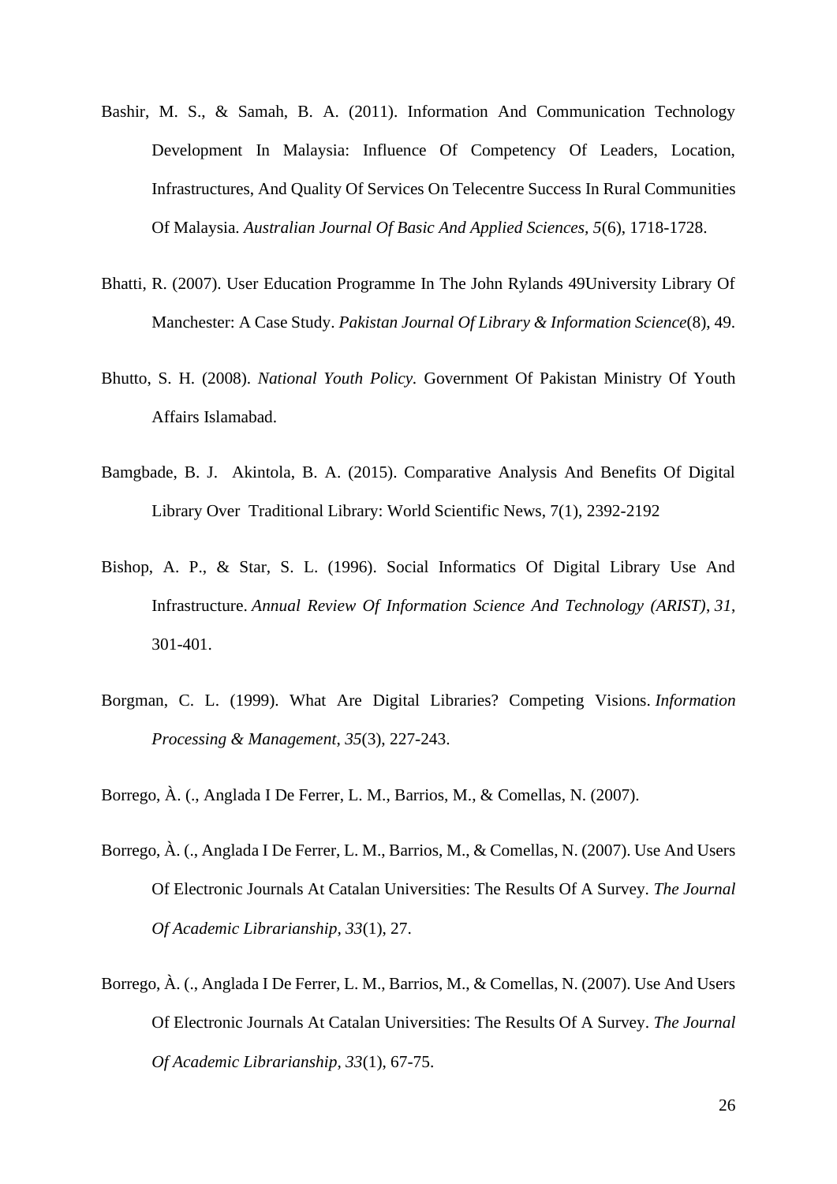Bashir, M. S., & Samah, B. A. (2011). Information And Communication Technology Development In Malaysia: Influence Of Competency Of Leaders, Location, Infrastructures, And Quality Of Services On Telecentre Success In Rural Communities Of Malaysia. *Australian Journal Of Basic And Applied Sciences, 5*(6), 1718-1728.

Bhatti, R. (2007). User Education Programme In The John Rylands 49University Library Of Manchester: A Case Study. *Pakistan Journal Of Library & Information Science*(8), 49.

Bhutto, S. H. (2008). *National Youth Policy*. Government Of Pakistan Ministry Of Youth Affairs Islamabad.

Bamgbade, B. J. Akintola, B. A. (2015). Comparative Analysis And Benefits Of Digital Library Over Traditional Library: World Scientific News, 7(1), 2392-2192

Bishop, A. P., & Star, S. L. (1996). Social Informatics Of Digital Library Use And Infrastructure. *Annual Review Of Information Science And Technology (ARIST), 31*, 301-401.

Borgman, C. L. (1999). What Are Digital Libraries? Competing Visions. *Information Processing & Management*, *35*(3), 227-243.

Borrego, À. (., Anglada I De Ferrer, L. M., Barrios, M., & Comellas, N. (2007).

Borrego, À. (., Anglada I De Ferrer, L. M., Barrios, M., & Comellas, N. (2007). Use And Users Of Electronic Journals At Catalan Universities: The Results Of A Survey. *The Journal Of Academic Librarianship, 33*(1), 27.

Borrego, À. (., Anglada I De Ferrer, L. M., Barrios, M., & Comellas, N. (2007). Use And Users Of Electronic Journals At Catalan Universities: The Results Of A Survey. *The Journal Of Academic Librarianship, 33*(1), 67-75.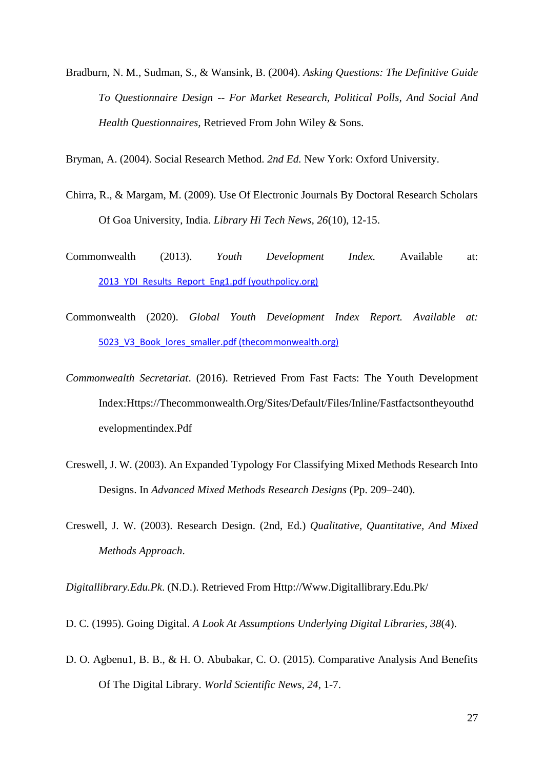Bradburn, N. M., Sudman, S., & Wansink, B. (2004). *Asking Questions: The Definitive Guide To Questionnaire Design -- For Market Research, Political Polls, And Social And Health Questionnaires,* Retrieved From John Wiley & Sons.

Bryman, A. (2004). Social Research Method. *2nd Ed.* New York: Oxford University.

Chirra, R., & Margam, M. (2009). Use Of Electronic Journals By Doctoral Research Scholars Of Goa University, India. *Library Hi Tech News*, *26*(10), 12-15.

Commonwealth (2013). *Youth Development Index.* Available at: 2013_YDI_Results_Report_Eng1.pdf (youthpolicy.org)

Commonwealth (2020). *Global Youth Development Index Report. Available at:* 5023_V3_Book_lores_smaller.pdf (thecommonwealth.org)

*Commonwealth Secretariat*. (2016). Retrieved From Fast Facts: The Youth Development Index:Https://Thecommonwealth.Org/Sites/Default/Files/Inline/Fastfactsontheyouthdevelopmentindex.Pdf

Creswell, J. W. (2003). An Expanded Typology For Classifying Mixed Methods Research Into Designs. In *Advanced Mixed Methods Research Designs* (Pp. 209–240).

Creswell, J. W. (2003). Research Design. (2nd, Ed.) *Qualitative, Quantitative, And Mixed Methods Approach*.

*Digitallibrary.Edu.Pk*. (N.D.). Retrieved From Http://Www.Digitallibrary.Edu.Pk/

D. C. (1995). Going Digital. *A Look At Assumptions Underlying Digital Libraries, 38*(4).

D. O. Agbenu1, B. B., & H. O. Abubakar, C. O. (2015). Comparative Analysis And Benefits Of The Digital Library. *World Scientific News*, *24*, 1-7.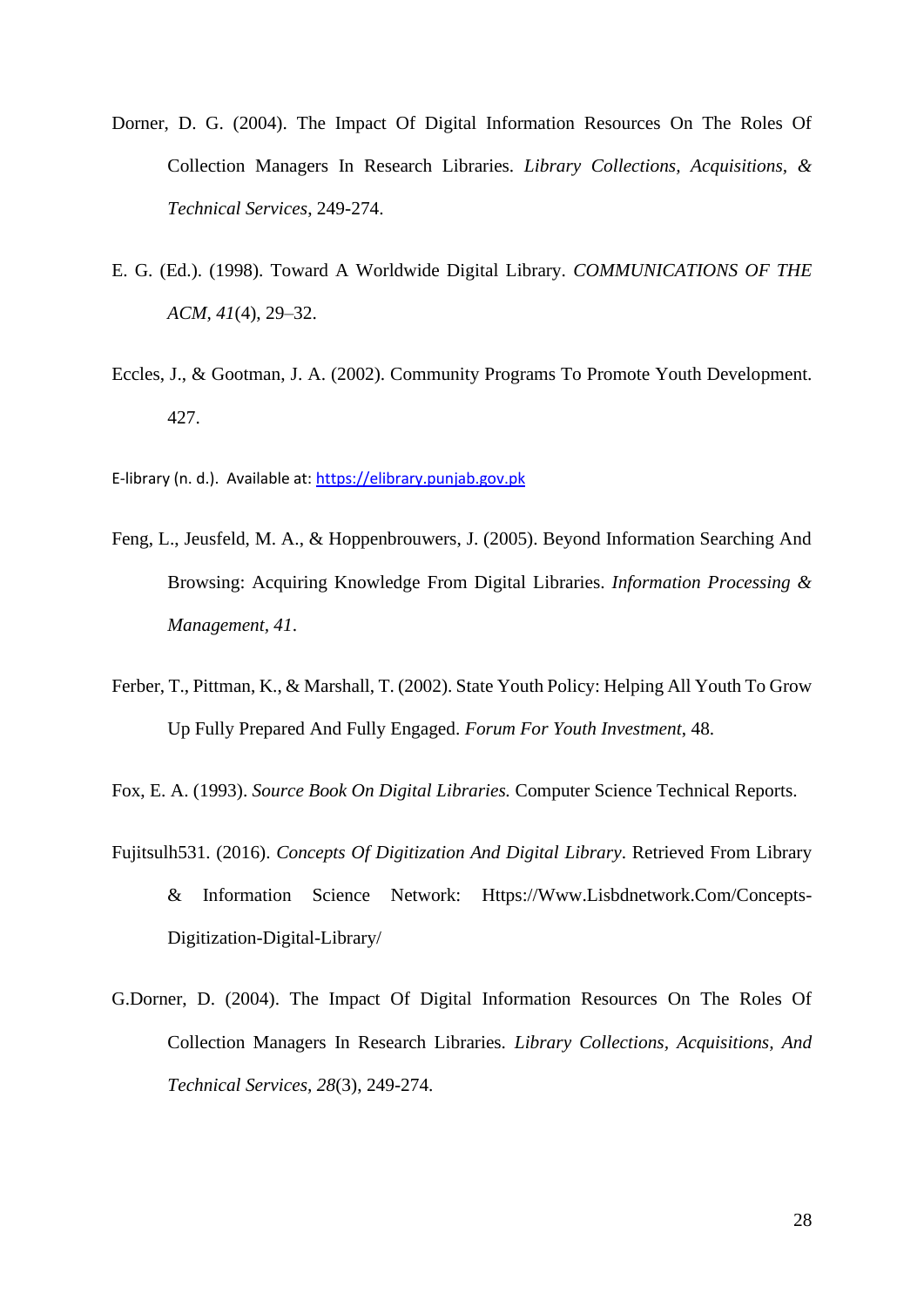Dorner, D. G. (2004). The Impact Of Digital Information Resources On The Roles Of Collection Managers In Research Libraries. *Library Collections, Acquisitions, & Technical Services*, 249-274.

E. G. (Ed.). (1998). Toward A Worldwide Digital Library. *COMMUNICATIONS OF THE ACM, 41*(4), 29–32.

Eccles, J., & Gootman, J. A. (2002). Community Programs To Promote Youth Development. 427.

E-library (n. d.). Available at: https://elibrary.punjab.gov.pk

Feng, L., Jeusfeld, M. A., & Hoppenbrouwers, J. (2005). Beyond Information Searching And Browsing: Acquiring Knowledge From Digital Libraries. *Information Processing & Management, 41*.

Ferber, T., Pittman, K., & Marshall, T. (2002). State Youth Policy: Helping All Youth To Grow Up Fully Prepared And Fully Engaged. *Forum For Youth Investment*, 48.

Fox, E. A. (1993). *Source Book On Digital Libraries.* Computer Science Technical Reports.

Fujitsulh531. (2016). *Concepts Of Digitization And Digital Library*. Retrieved From Library & Information Science Network: Https://Www.Lisbdnetwork.Com/Concepts-Digitization-Digital-Library/

G.Dorner, D. (2004). The Impact Of Digital Information Resources On The Roles Of Collection Managers In Research Libraries. *Library Collections, Acquisitions, And Technical Services, 28*(3), 249-274.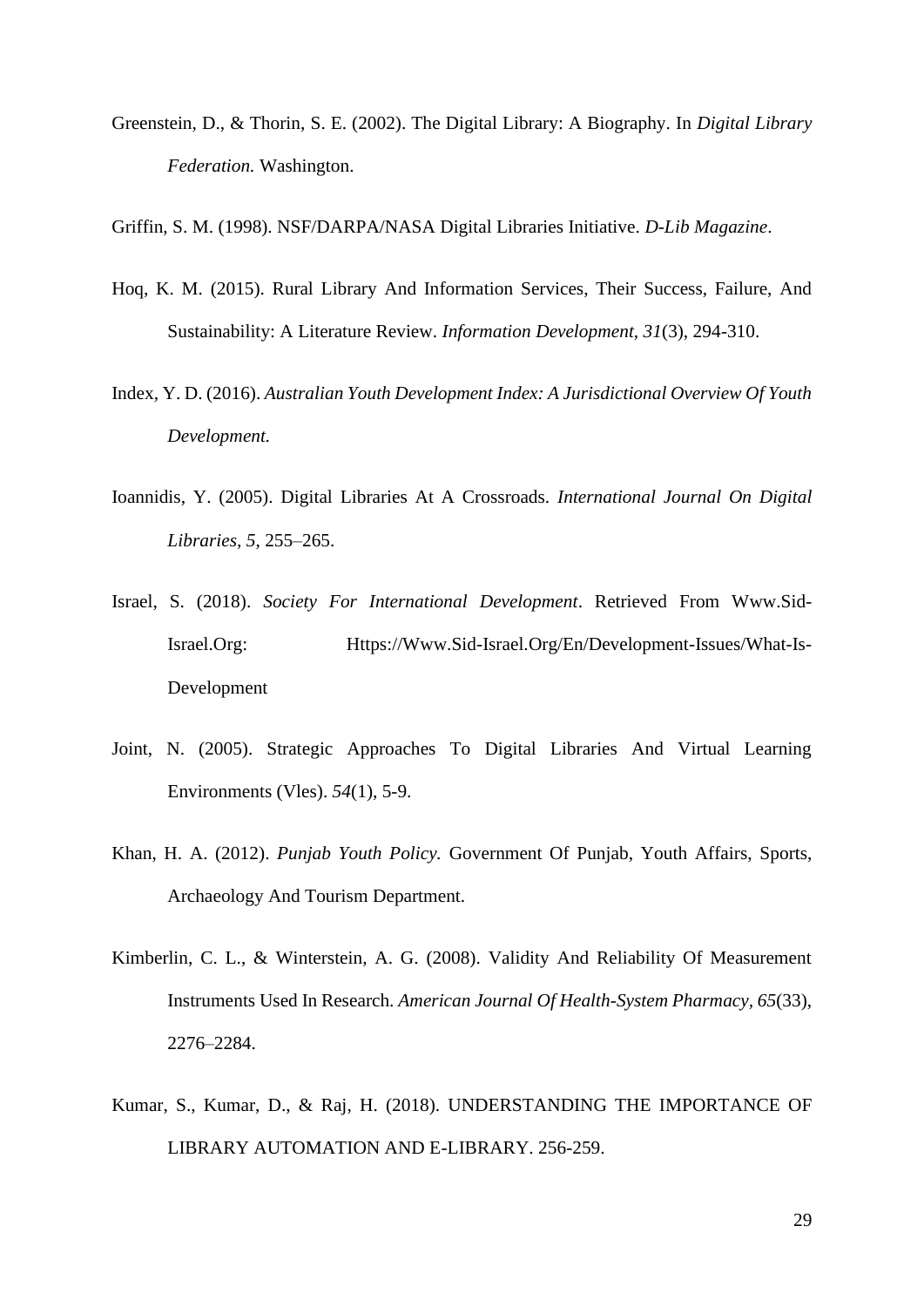Greenstein, D., & Thorin, S. E. (2002). The Digital Library: A Biography. In *Digital Library Federation.* Washington.

Griffin, S. M. (1998). NSF/DARPA/NASA Digital Libraries Initiative. *D-Lib Magazine*.

Hoq, K. M. (2015). Rural Library And Information Services, Their Success, Failure, And Sustainability: A Literature Review. *Information Development, 31*(3), 294-310.

Index, Y. D. (2016). *Australian Youth Development Index: A Jurisdictional Overview Of Youth Development.*

Ioannidis, Y. (2005). Digital Libraries At A Crossroads. *International Journal On Digital Libraries, 5*, 255–265.

Israel, S. (2018). *Society For International Development*. Retrieved From Www.Sid-Israel.Org: Https://Www.Sid-Israel.Org/En/Development-Issues/What-Is-Development

Joint, N. (2005). Strategic Approaches To Digital Libraries And Virtual Learning Environments (Vles). *54*(1), 5-9.

Khan, H. A. (2012). *Punjab Youth Policy.* Government Of Punjab, Youth Affairs, Sports, Archaeology And Tourism Department.

Kimberlin, C. L., & Winterstein, A. G. (2008). Validity And Reliability Of Measurement Instruments Used In Research. *American Journal Of Health-System Pharmacy, 65*(33), 2276–2284.

Kumar, S., Kumar, D., & Raj, H. (2018). UNDERSTANDING THE IMPORTANCE OF LIBRARY AUTOMATION AND E-LIBRARY. 256-259.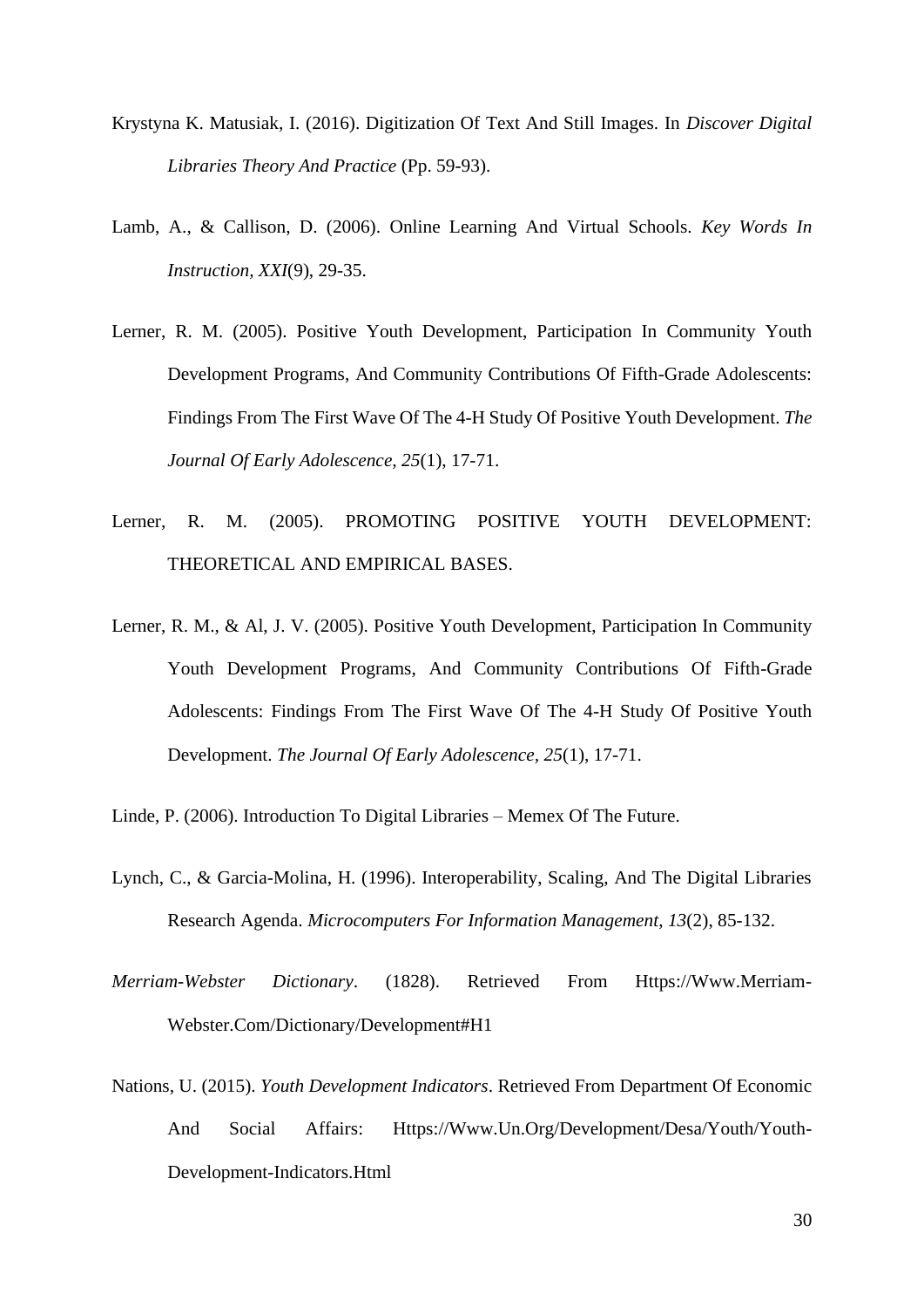Krystyna K. Matusiak, I. (2016). Digitization Of Text And Still Images. In *Discover Digital Libraries Theory And Practice* (Pp. 59-93).

Lamb, A., & Callison, D. (2006). Online Learning And Virtual Schools. *Key Words In Instruction, XXI*(9), 29-35.

Lerner, R. M. (2005). Positive Youth Development, Participation In Community Youth Development Programs, And Community Contributions Of Fifth-Grade Adolescents: Findings From The First Wave Of The 4-H Study Of Positive Youth Development. *The Journal Of Early Adolescence, 25*(1), 17-71.

Lerner, R. M. (2005). PROMOTING POSITIVE YOUTH DEVELOPMENT: THEORETICAL AND EMPIRICAL BASES.

Lerner, R. M., & Al, J. V. (2005). Positive Youth Development, Participation In Community Youth Development Programs, And Community Contributions Of Fifth-Grade Adolescents: Findings From The First Wave Of The 4-H Study Of Positive Youth Development. *The Journal Of Early Adolescence, 25*(1), 17-71.

Linde, P. (2006). Introduction To Digital Libraries – Memex Of The Future.

Lynch, C., & Garcia-Molina, H. (1996). Interoperability, Scaling, And The Digital Libraries Research Agenda. *Microcomputers For Information Management, 13*(2), 85-132.

*Merriam-Webster Dictionary*. (1828). Retrieved From Https://Www.Merriam-Webster.Com/Dictionary/Development#H1

Nations, U. (2015). *Youth Development Indicators*. Retrieved From Department Of Economic And Social Affairs: Https://Www.Un.Org/Development/Desa/Youth/Youth-Development-Indicators.Html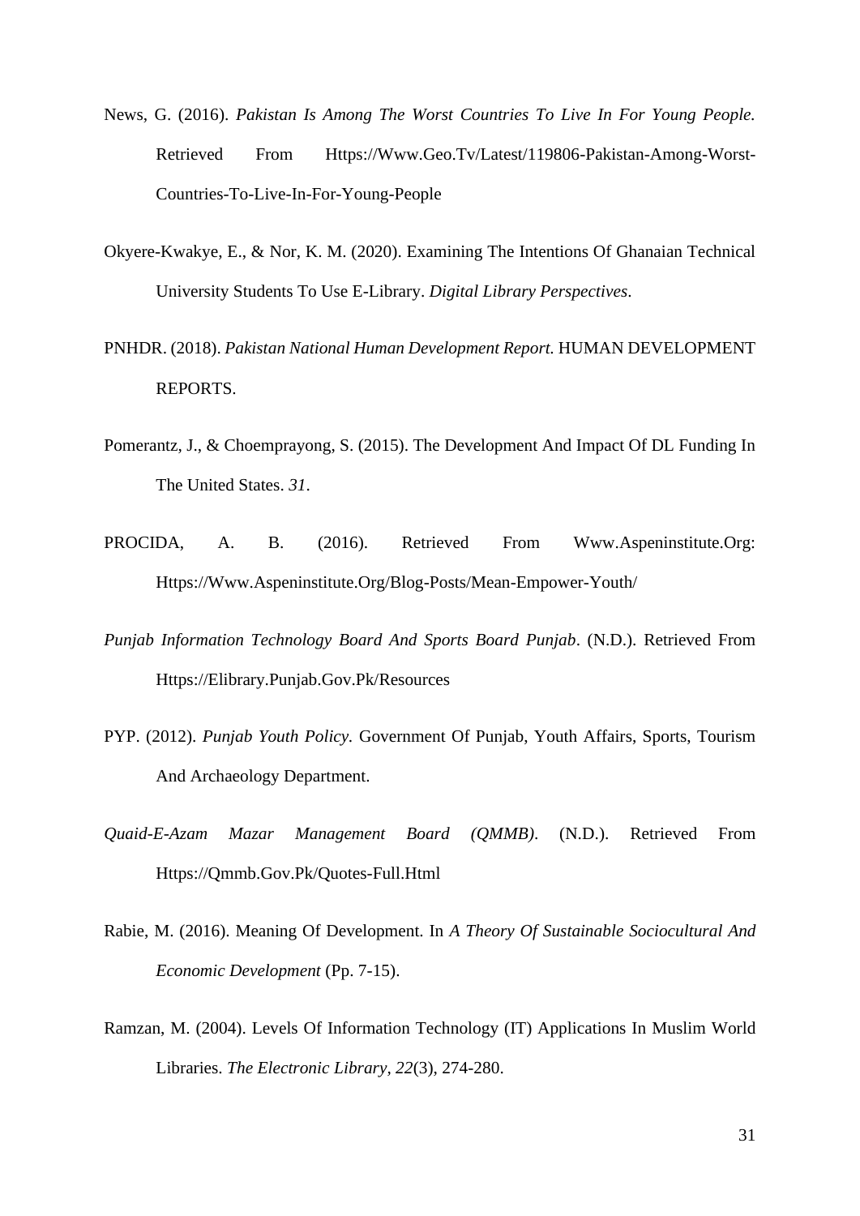News, G. (2016). *Pakistan Is Among The Worst Countries To Live In For Young People.* Retrieved From Https://Www.Geo.Tv/Latest/119806-Pakistan-Among-Worst-Countries-To-Live-In-For-Young-People

Okyere-Kwakye, E., & Nor, K. M. (2020). Examining The Intentions Of Ghanaian Technical University Students To Use E-Library. *Digital Library Perspectives*.

PNHDR. (2018). *Pakistan National Human Development Report.* HUMAN DEVELOPMENT REPORTS.

Pomerantz, J., & Choemprayong, S. (2015). The Development And Impact Of DL Funding In The United States. *31*.

PROCIDA, A. B. (2016). Retrieved From Www.Aspeninstitute.Org: Https://Www.Aspeninstitute.Org/Blog-Posts/Mean-Empower-Youth/

*Punjab Information Technology Board And Sports Board Punjab*. (N.D.). Retrieved From Https://Elibrary.Punjab.Gov.Pk/Resources

PYP. (2012). *Punjab Youth Policy.* Government Of Punjab, Youth Affairs, Sports, Tourism And Archaeology Department.

*Quaid-E-Azam Mazar Management Board (QMMB)*. (N.D.). Retrieved From Https://Qmmb.Gov.Pk/Quotes-Full.Html

Rabie, M. (2016). Meaning Of Development. In *A Theory Of Sustainable Sociocultural And Economic Development* (Pp. 7-15).

Ramzan, M. (2004). Levels Of Information Technology (IT) Applications In Muslim World Libraries. *The Electronic Library, 22*(3), 274-280.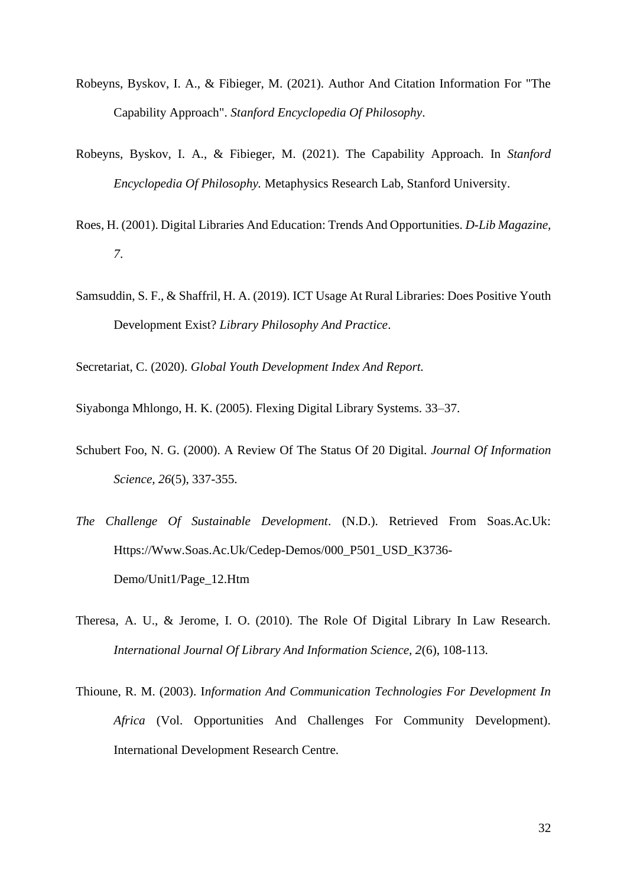Robeyns, Byskov, I. A., & Fibieger, M. (2021). Author And Citation Information For "The Capability Approach". *Stanford Encyclopedia Of Philosophy*.

Robeyns, Byskov, I. A., & Fibieger, M. (2021). The Capability Approach. In *Stanford Encyclopedia Of Philosophy.* Metaphysics Research Lab, Stanford University.

Roes, H. (2001). Digital Libraries And Education: Trends And Opportunities. *D-Lib Magazine, 7*.

Samsuddin, S. F., & Shaffril, H. A. (2019). ICT Usage At Rural Libraries: Does Positive Youth Development Exist? *Library Philosophy And Practice*.

Secretariat, C. (2020). *Global Youth Development Index And Report.*

Siyabonga Mhlongo, H. K. (2005). Flexing Digital Library Systems. 33–37.

Schubert Foo, N. G. (2000). A Review Of The Status Of 20 Digital. *Journal Of Information Science, 26*(5), 337-355.

*The Challenge Of Sustainable Development*. (N.D.). Retrieved From Soas.Ac.Uk: Https://Www.Soas.Ac.Uk/Cedep-Demos/000_P501_USD_K3736-Demo/Unit1/Page_12.Htm

Theresa, A. U., & Jerome, I. O. (2010). The Role Of Digital Library In Law Research. *International Journal Of Library And Information Science, 2*(6), 108-113.

Thioune, R. M. (2003). I*nformation And Communication Technologies For Development In Africa* (Vol. Opportunities And Challenges For Community Development). International Development Research Centre.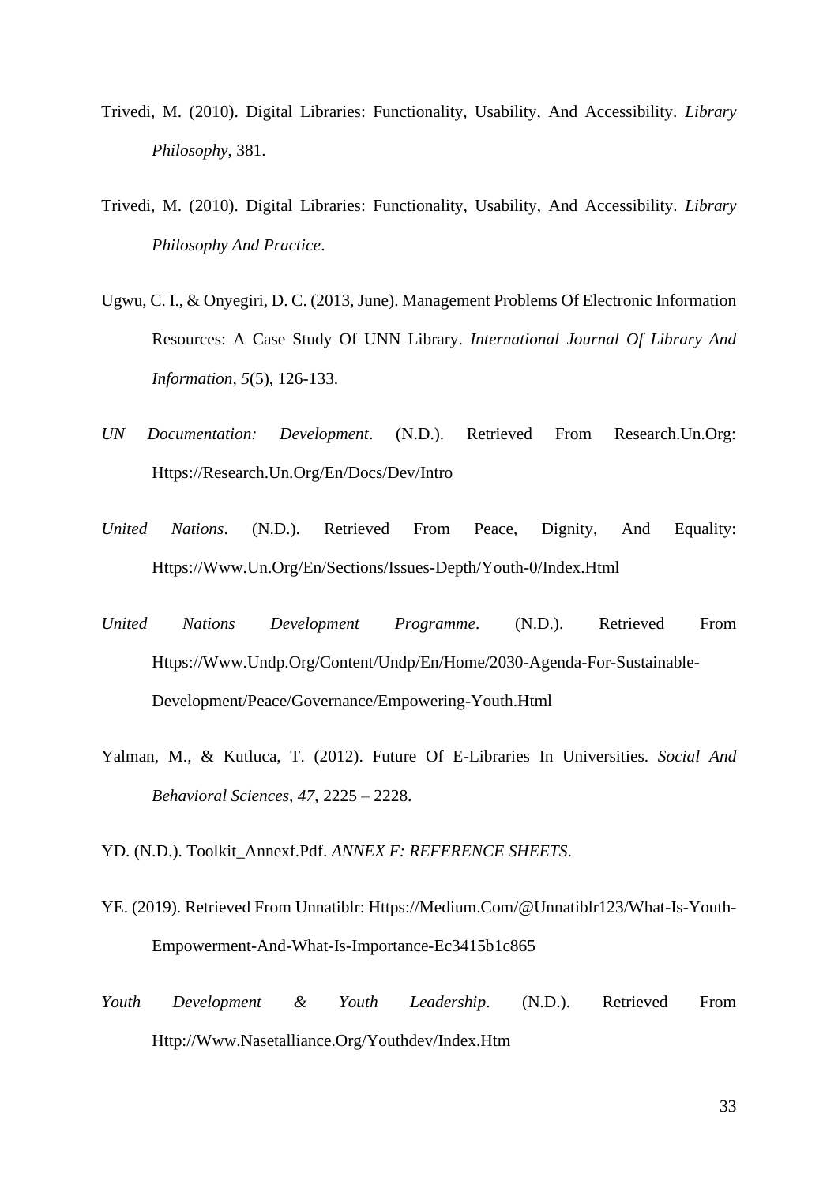Trivedi, M. (2010). Digital Libraries: Functionality, Usability, And Accessibility. *Library Philosophy*, 381.

Trivedi, M. (2010). Digital Libraries: Functionality, Usability, And Accessibility. *Library Philosophy And Practice*.

Ugwu, C. I., & Onyegiri, D. C. (2013, June). Management Problems Of Electronic Information Resources: A Case Study Of UNN Library. *International Journal Of Library And Information*, *5*(5), 126-133.

*UN Documentation: Development*. (N.D.). Retrieved From Research.Un.Org: Https://Research.Un.Org/En/Docs/Dev/Intro

*United Nations*. (N.D.). Retrieved From Peace, Dignity, And Equality: Https://Www.Un.Org/En/Sections/Issues-Depth/Youth-0/Index.Html

*United Nations Development Programme*. (N.D.). Retrieved From Https://Www.Undp.Org/Content/Undp/En/Home/2030-Agenda-For-Sustainable-Development/Peace/Governance/Empowering-Youth.Html

Yalman, M., & Kutluca, T. (2012). Future Of E-Libraries In Universities. *Social And Behavioral Sciences, 47*, 2225 – 2228.

YD. (N.D.). Toolkit_Annexf.Pdf. *ANNEX F: REFERENCE SHEETS*.

YE. (2019). Retrieved From Unnatiblr: Https://Medium.Com/@Unnatiblr123/What-Is-Youth-Empowerment-And-What-Is-Importance-Ec3415b1c865

*Youth Development & Youth Leadership*. (N.D.). Retrieved From Http://Www.Nasetalliance.Org/Youthdev/Index.Htm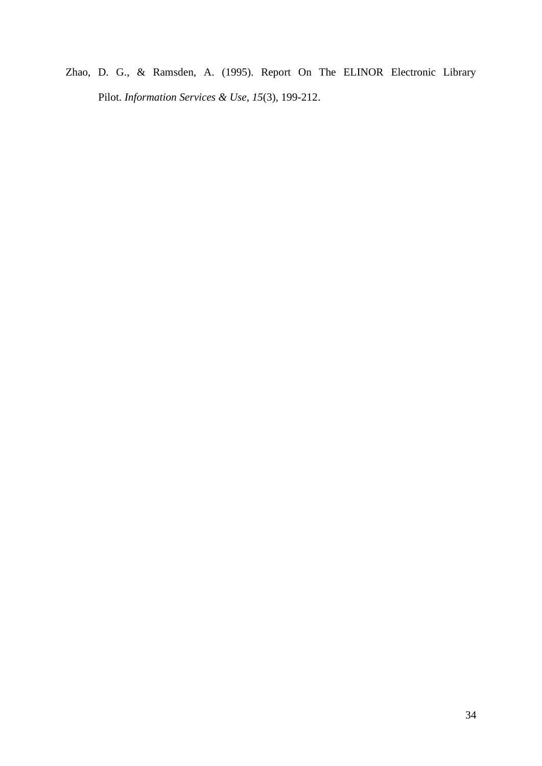Zhao, D. G., & Ramsden, A. (1995). Report On The ELINOR Electronic Library Pilot. *Information Services & Use*, *15*(3), 199-212.